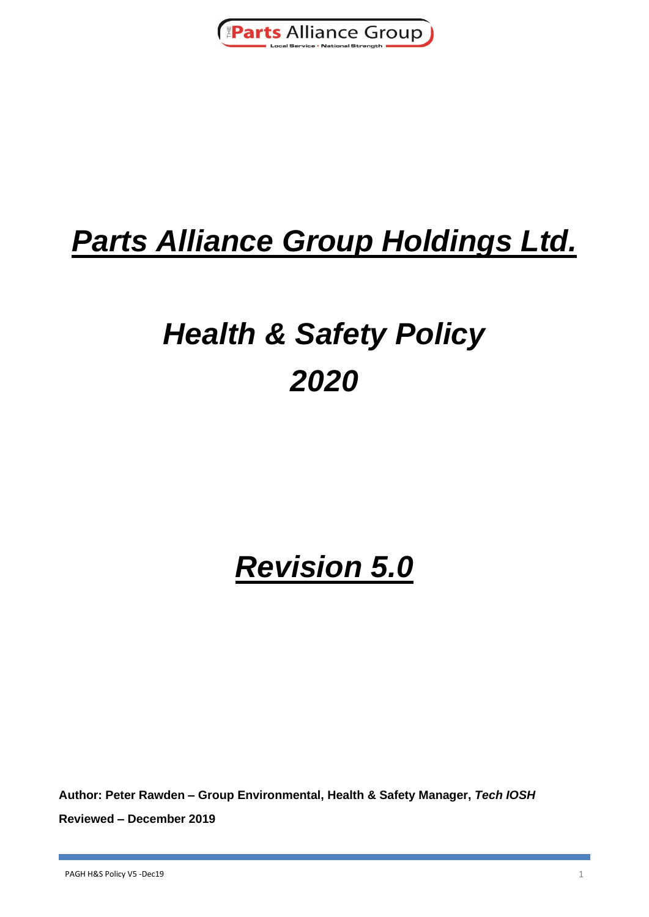# ***Parts Alliance Group Holdings Ltd.***

# *Health & Safety Policy*
# *2020*

# ***Revision 5.0***

**Author: Peter Rawden – Group Environmental, Health & Safety Manager, *Tech IOSH***

**Reviewed – December 2019**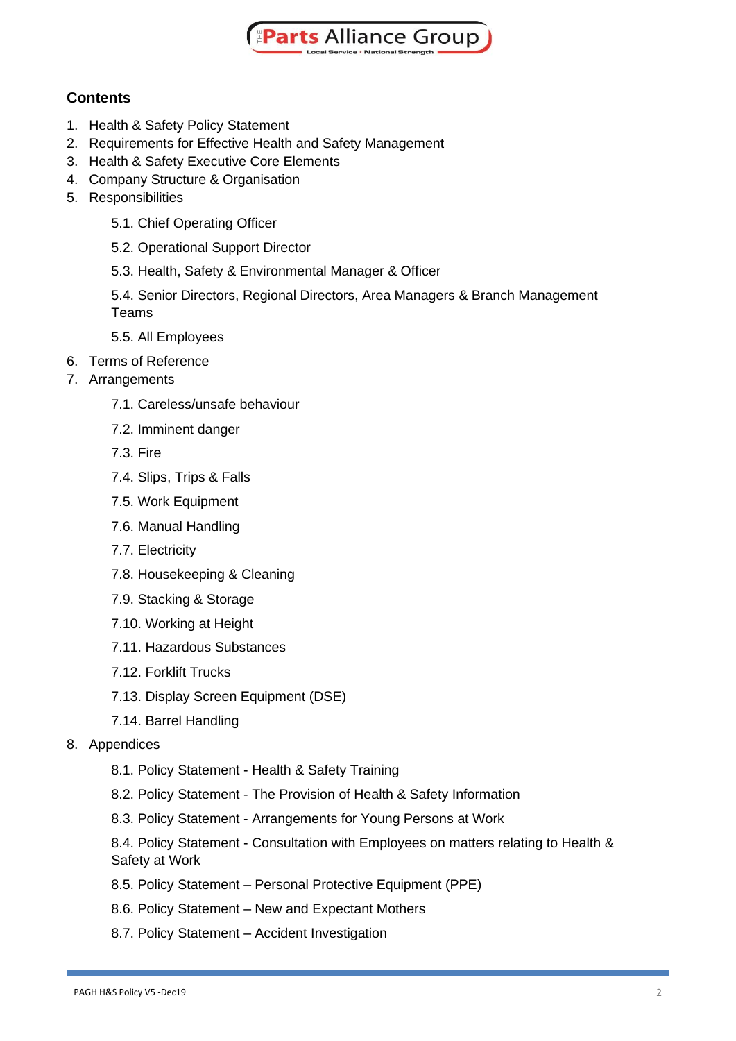## Contents

1. Health & Safety Policy Statement
2. Requirements for Effective Health and Safety Management
3. Health & Safety Executive Core Elements
4. Company Structure & Organisation
5. Responsibilities
    - 5.1. Chief Operating Officer
    - 5.2. Operational Support Director
    - 5.3. Health, Safety & Environmental Manager & Officer
    - 5.4. Senior Directors, Regional Directors, Area Managers & Branch Management Teams
    - 5.5. All Employees
6. Terms of Reference
7. Arrangements
    - 7.1. Careless/unsafe behaviour
    - 7.2. Imminent danger
    - 7.3. Fire
    - 7.4. Slips, Trips & Falls
    - 7.5. Work Equipment
    - 7.6. Manual Handling
    - 7.7. Electricity
    - 7.8. Housekeeping & Cleaning
    - 7.9. Stacking & Storage
    - 7.10. Working at Height
    - 7.11. Hazardous Substances
    - 7.12. Forklift Trucks
    - 7.13. Display Screen Equipment (DSE)
    - 7.14. Barrel Handling
8. Appendices
    - 8.1. Policy Statement - Health & Safety Training
    - 8.2. Policy Statement - The Provision of Health & Safety Information
    - 8.3. Policy Statement - Arrangements for Young Persons at Work
    - 8.4. Policy Statement - Consultation with Employees on matters relating to Health & Safety at Work
    - 8.5. Policy Statement – Personal Protective Equipment (PPE)
    - 8.6. Policy Statement – New and Expectant Mothers
    - 8.7. Policy Statement – Accident Investigation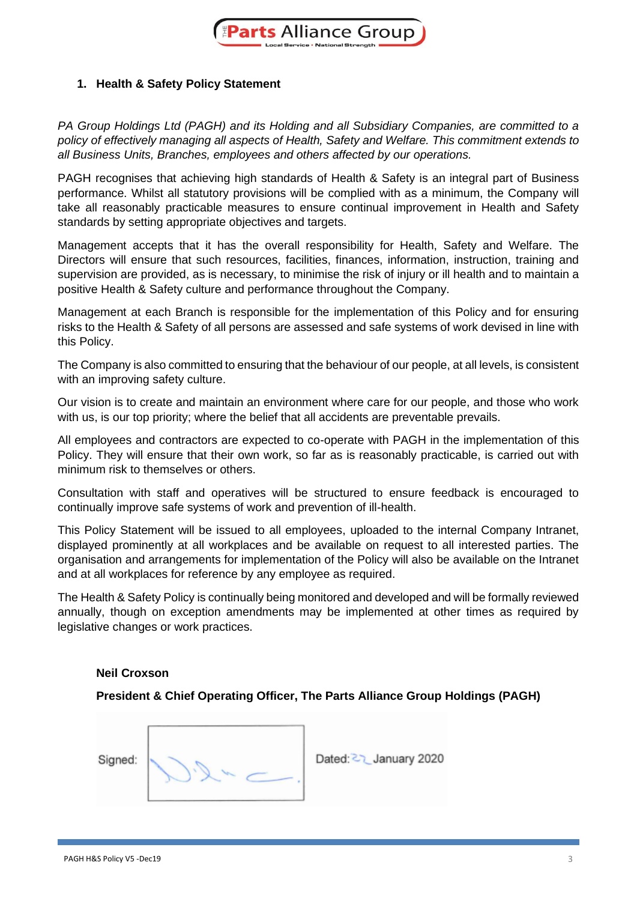## 1. Health & Safety Policy Statement

*PA Group Holdings Ltd (PAGH) and its Holding and all Subsidiary Companies, are committed to a policy of effectively managing all aspects of Health, Safety and Welfare. This commitment extends to all Business Units, Branches, employees and others affected by our operations.*

PAGH recognises that achieving high standards of Health & Safety is an integral part of Business performance. Whilst all statutory provisions will be complied with as a minimum, the Company will take all reasonably practicable measures to ensure continual improvement in Health and Safety standards by setting appropriate objectives and targets.

Management accepts that it has the overall responsibility for Health, Safety and Welfare. The Directors will ensure that such resources, facilities, finances, information, instruction, training and supervision are provided, as is necessary, to minimise the risk of injury or ill health and to maintain a positive Health & Safety culture and performance throughout the Company.

Management at each Branch is responsible for the implementation of this Policy and for ensuring risks to the Health & Safety of all persons are assessed and safe systems of work devised in line with this Policy.

The Company is also committed to ensuring that the behaviour of our people, at all levels, is consistent with an improving safety culture.

Our vision is to create and maintain an environment where care for our people, and those who work with us, is our top priority; where the belief that all accidents are preventable prevails.

All employees and contractors are expected to co-operate with PAGH in the implementation of this Policy. They will ensure that their own work, so far as is reasonably practicable, is carried out with minimum risk to themselves or others.

Consultation with staff and operatives will be structured to ensure feedback is encouraged to continually improve safe systems of work and prevention of ill-health.

This Policy Statement will be issued to all employees, uploaded to the internal Company Intranet, displayed prominently at all workplaces and be available on request to all interested parties. The organisation and arrangements for implementation of the Policy will also be available on the Intranet and at all workplaces for reference by any employee as required.

The Health & Safety Policy is continually being monitored and developed and will be formally reviewed annually, though on exception amendments may be implemented at other times as required by legislative changes or work practices.

**Neil Croxson**

**President & Chief Operating Officer, The Parts Alliance Group Holdings (PAGH)**

Signed: [signature] Dated: 22 January 2020

PAGH H&S Policy V5 -Dec19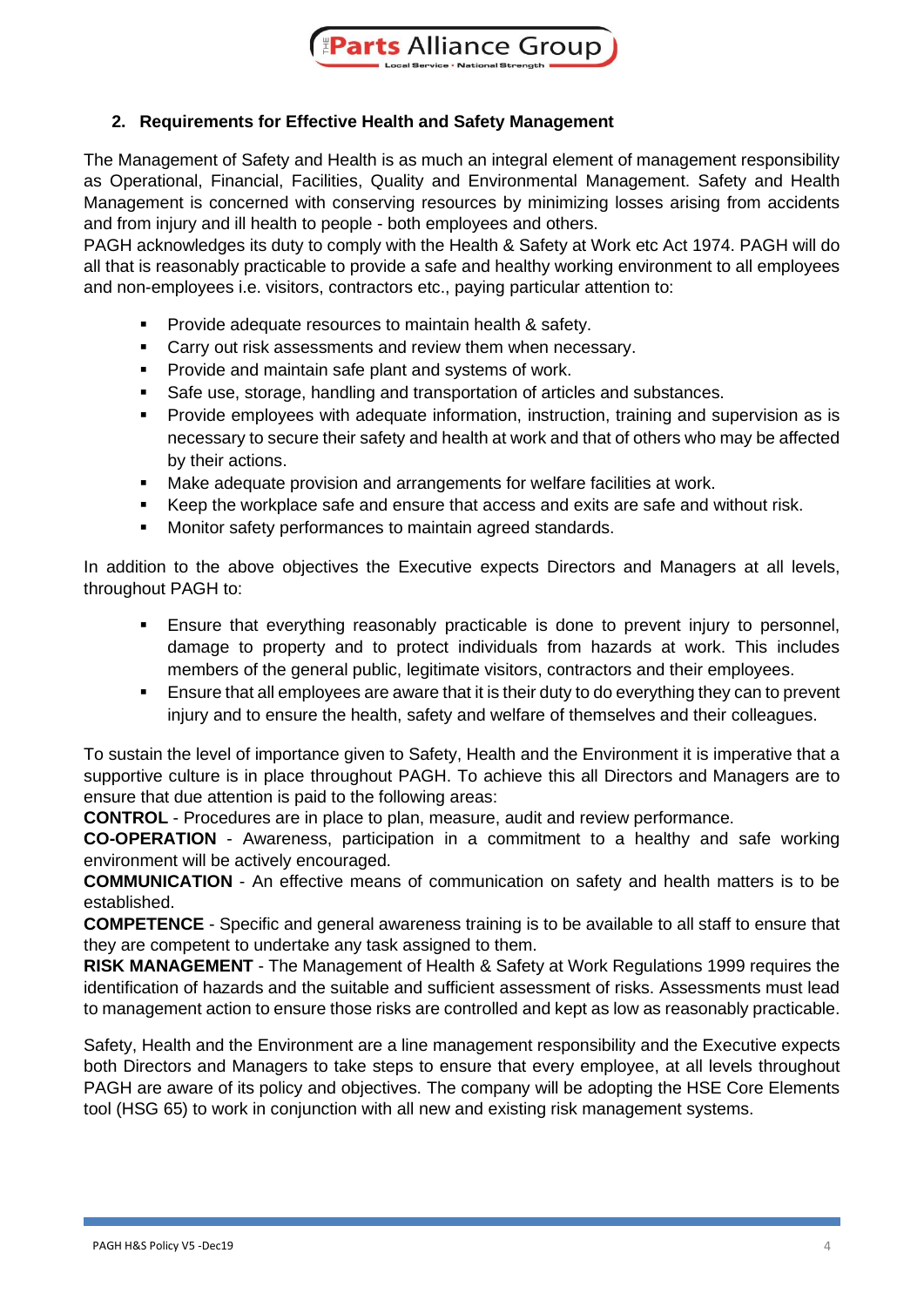## 2. Requirements for Effective Health and Safety Management

The Management of Safety and Health is as much an integral element of management responsibility as Operational, Financial, Facilities, Quality and Environmental Management. Safety and Health Management is concerned with conserving resources by minimizing losses arising from accidents and from injury and ill health to people - both employees and others.

PAGH acknowledges its duty to comply with the Health & Safety at Work etc Act 1974. PAGH will do all that is reasonably practicable to provide a safe and healthy working environment to all employees and non-employees i.e. visitors, contractors etc., paying particular attention to:

- Provide adequate resources to maintain health & safety.
- Carry out risk assessments and review them when necessary.
- Provide and maintain safe plant and systems of work.
- Safe use, storage, handling and transportation of articles and substances.
- Provide employees with adequate information, instruction, training and supervision as is necessary to secure their safety and health at work and that of others who may be affected by their actions.
- Make adequate provision and arrangements for welfare facilities at work.
- Keep the workplace safe and ensure that access and exits are safe and without risk.
- Monitor safety performances to maintain agreed standards.

In addition to the above objectives the Executive expects Directors and Managers at all levels, throughout PAGH to:

- Ensure that everything reasonably practicable is done to prevent injury to personnel, damage to property and to protect individuals from hazards at work. This includes members of the general public, legitimate visitors, contractors and their employees.
- Ensure that all employees are aware that it is their duty to do everything they can to prevent injury and to ensure the health, safety and welfare of themselves and their colleagues.

To sustain the level of importance given to Safety, Health and the Environment it is imperative that a supportive culture is in place throughout PAGH. To achieve this all Directors and Managers are to ensure that due attention is paid to the following areas:

**CONTROL** - Procedures are in place to plan, measure, audit and review performance.

**CO-OPERATION** - Awareness, participation in a commitment to a healthy and safe working environment will be actively encouraged.

**COMMUNICATION** - An effective means of communication on safety and health matters is to be established.

**COMPETENCE** - Specific and general awareness training is to be available to all staff to ensure that they are competent to undertake any task assigned to them.

**RISK MANAGEMENT** - The Management of Health & Safety at Work Regulations 1999 requires the identification of hazards and the suitable and sufficient assessment of risks. Assessments must lead to management action to ensure those risks are controlled and kept as low as reasonably practicable.

Safety, Health and the Environment are a line management responsibility and the Executive expects both Directors and Managers to take steps to ensure that every employee, at all levels throughout PAGH are aware of its policy and objectives. The company will be adopting the HSE Core Elements tool (HSG 65) to work in conjunction with all new and existing risk management systems.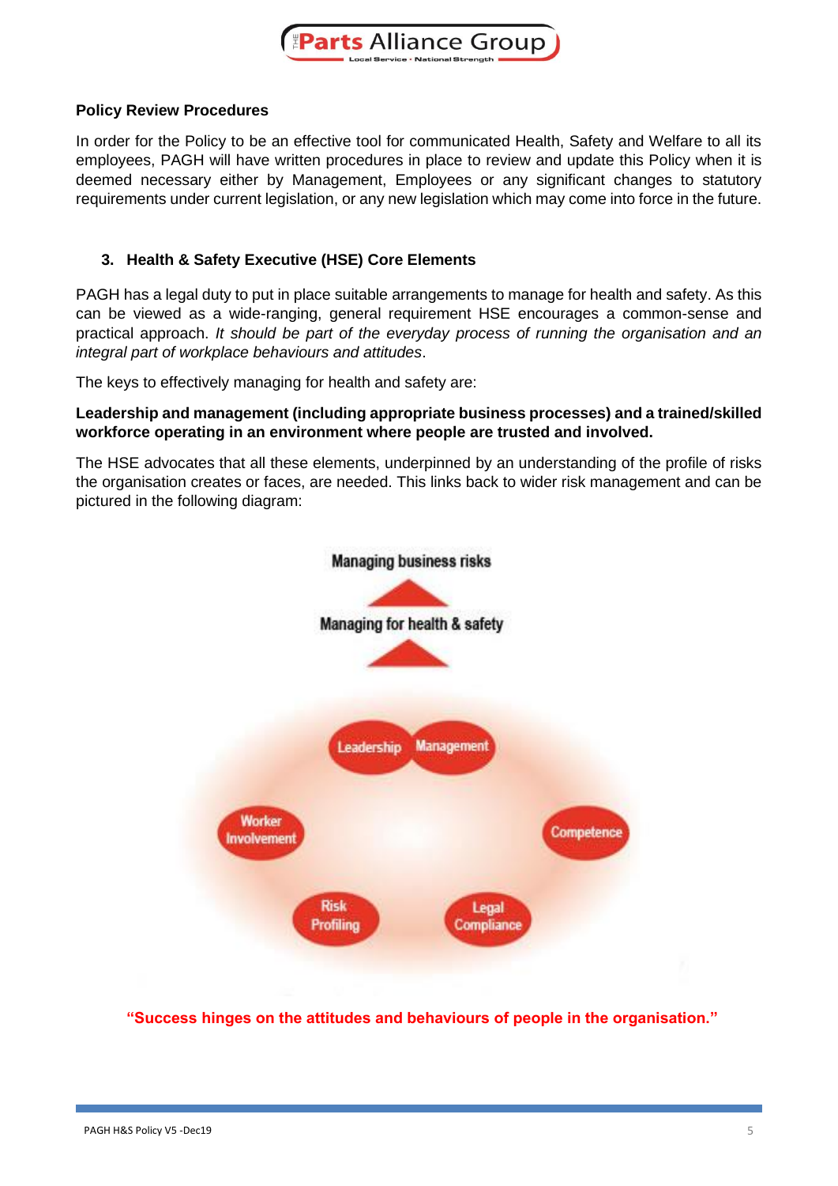**Policy Review Procedures**

In order for the Policy to be an effective tool for communicated Health, Safety and Welfare to all its employees, PAGH will have written procedures in place to review and update this Policy when it is deemed necessary either by Management, Employees or any significant changes to statutory requirements under current legislation, or any new legislation which may come into force in the future.

## 3. Health & Safety Executive (HSE) Core Elements

PAGH has a legal duty to put in place suitable arrangements to manage for health and safety. As this can be viewed as a wide-ranging, general requirement HSE encourages a common-sense and practical approach. *It should be part of the everyday process of running the organisation and an integral part of workplace behaviours and attitudes*.

The keys to effectively managing for health and safety are:

**Leadership and management (including appropriate business processes) and a trained/skilled workforce operating in an environment where people are trusted and involved.**

The HSE advocates that all these elements, underpinned by an understanding of the profile of risks the organisation creates or faces, are needed. This links back to wider risk management and can be pictured in the following diagram:

Managing business risks

Managing for health & safety

Leadership Management

Worker Involvement

Competence

Risk Profiling

Legal Compliance

**"Success hinges on the attitudes and behaviours of people in the organisation."**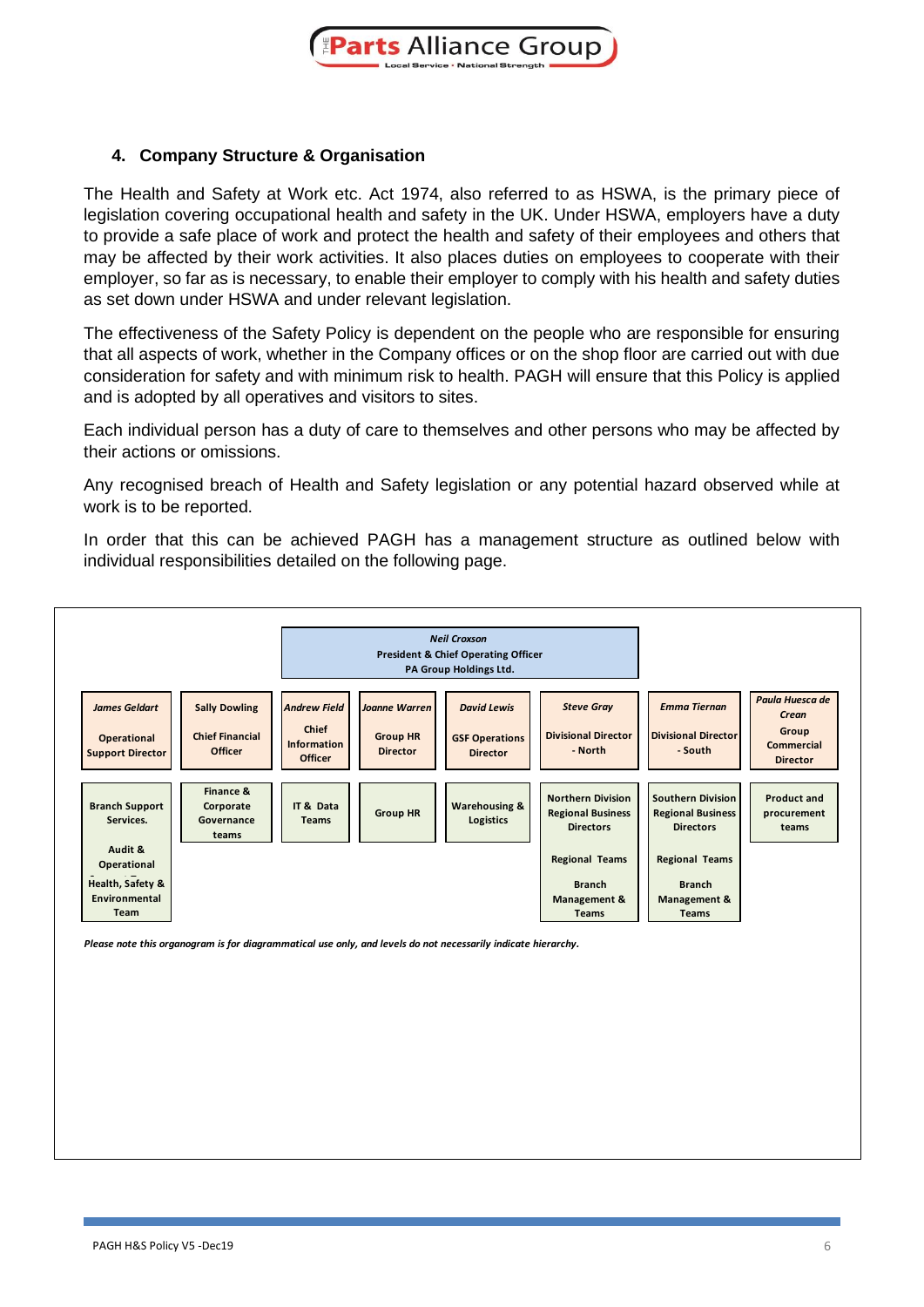## 4. Company Structure & Organisation

The Health and Safety at Work etc. Act 1974, also referred to as HSWA, is the primary piece of legislation covering occupational health and safety in the UK. Under HSWA, employers have a duty to provide a safe place of work and protect the health and safety of their employees and others that may be affected by their work activities. It also places duties on employees to cooperate with their employer, so far as is necessary, to enable their employer to comply with his health and safety duties as set down under HSWA and under relevant legislation.

The effectiveness of the Safety Policy is dependent on the people who are responsible for ensuring that all aspects of work, whether in the Company offices or on the shop floor are carried out with due consideration for safety and with minimum risk to health. PAGH will ensure that this Policy is applied and is adopted by all operatives and visitors to sites.

Each individual person has a duty of care to themselves and other persons who may be affected by their actions or omissions.

Any recognised breach of Health and Safety legislation or any potential hazard observed while at work is to be reported.

In order that this can be achieved PAGH has a management structure as outlined below with individual responsibilities detailed on the following page.

**_Neil Croxson_**
**President & Chief Operating Officer**
**PA Group Holdings Ltd.**

| ***James Geldart*** Operational Support Director | **Sally Dowling** Chief Financial Officer | ***Andrew Field*** Chief Information Officer | ***Joanne Warren*** Group HR Director | ***David Lewis*** GSF Operations Director | ***Steve Gray*** Divisional Director - North | ***Emma Tiernan*** Divisional Director - South | ***Paula Huesca de Crean*** Group Commercial Director |
|---|---|---|---|---|---|---|---|
| Branch Support Services. Audit & Operational Health, Safety & Environmental Team | Finance & Corporate Governance teams | IT & Data Teams | Group HR | Warehousing & Logistics | Northern Division Regional Business Directors; Regional Teams; Branch Management & Teams | Southern Division Regional Business Directors; Regional Teams; Branch Management & Teams | Product and procurement teams |

*Please note this organogram is for diagrammatical use only, and levels do not necessarily indicate hierarchy.*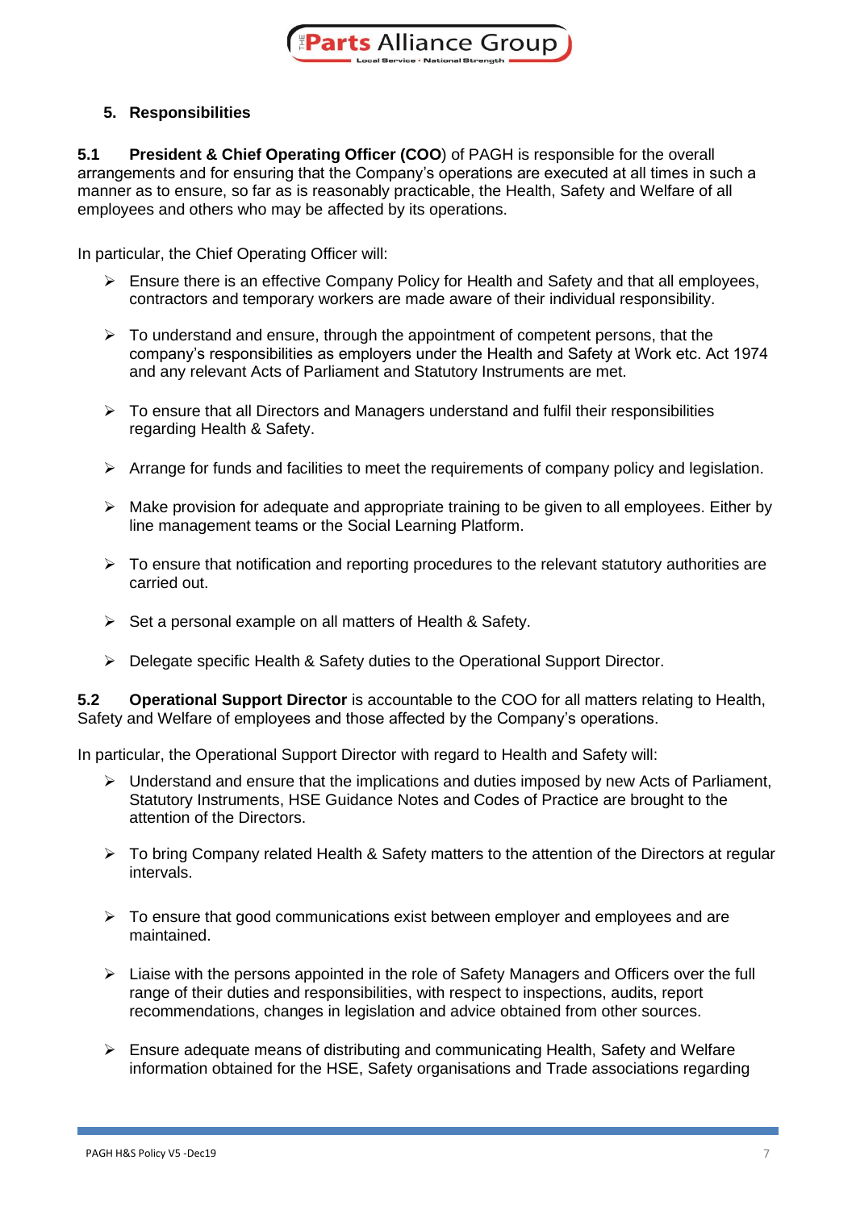## 5. Responsibilities

**5.1 President & Chief Operating Officer (COO**) of PAGH is responsible for the overall arrangements and for ensuring that the Company's operations are executed at all times in such a manner as to ensure, so far as is reasonably practicable, the Health, Safety and Welfare of all employees and others who may be affected by its operations.

In particular, the Chief Operating Officer will:

- Ensure there is an effective Company Policy for Health and Safety and that all employees, contractors and temporary workers are made aware of their individual responsibility.
- To understand and ensure, through the appointment of competent persons, that the company's responsibilities as employers under the Health and Safety at Work etc. Act 1974 and any relevant Acts of Parliament and Statutory Instruments are met.
- To ensure that all Directors and Managers understand and fulfil their responsibilities regarding Health & Safety.
- Arrange for funds and facilities to meet the requirements of company policy and legislation.
- Make provision for adequate and appropriate training to be given to all employees. Either by line management teams or the Social Learning Platform.
- To ensure that notification and reporting procedures to the relevant statutory authorities are carried out.
- Set a personal example on all matters of Health & Safety.
- Delegate specific Health & Safety duties to the Operational Support Director.

**5.2 Operational Support Director** is accountable to the COO for all matters relating to Health, Safety and Welfare of employees and those affected by the Company's operations.

In particular, the Operational Support Director with regard to Health and Safety will:

- Understand and ensure that the implications and duties imposed by new Acts of Parliament, Statutory Instruments, HSE Guidance Notes and Codes of Practice are brought to the attention of the Directors.
- To bring Company related Health & Safety matters to the attention of the Directors at regular intervals.
- To ensure that good communications exist between employer and employees and are maintained.
- Liaise with the persons appointed in the role of Safety Managers and Officers over the full range of their duties and responsibilities, with respect to inspections, audits, report recommendations, changes in legislation and advice obtained from other sources.
- Ensure adequate means of distributing and communicating Health, Safety and Welfare information obtained for the HSE, Safety organisations and Trade associations regarding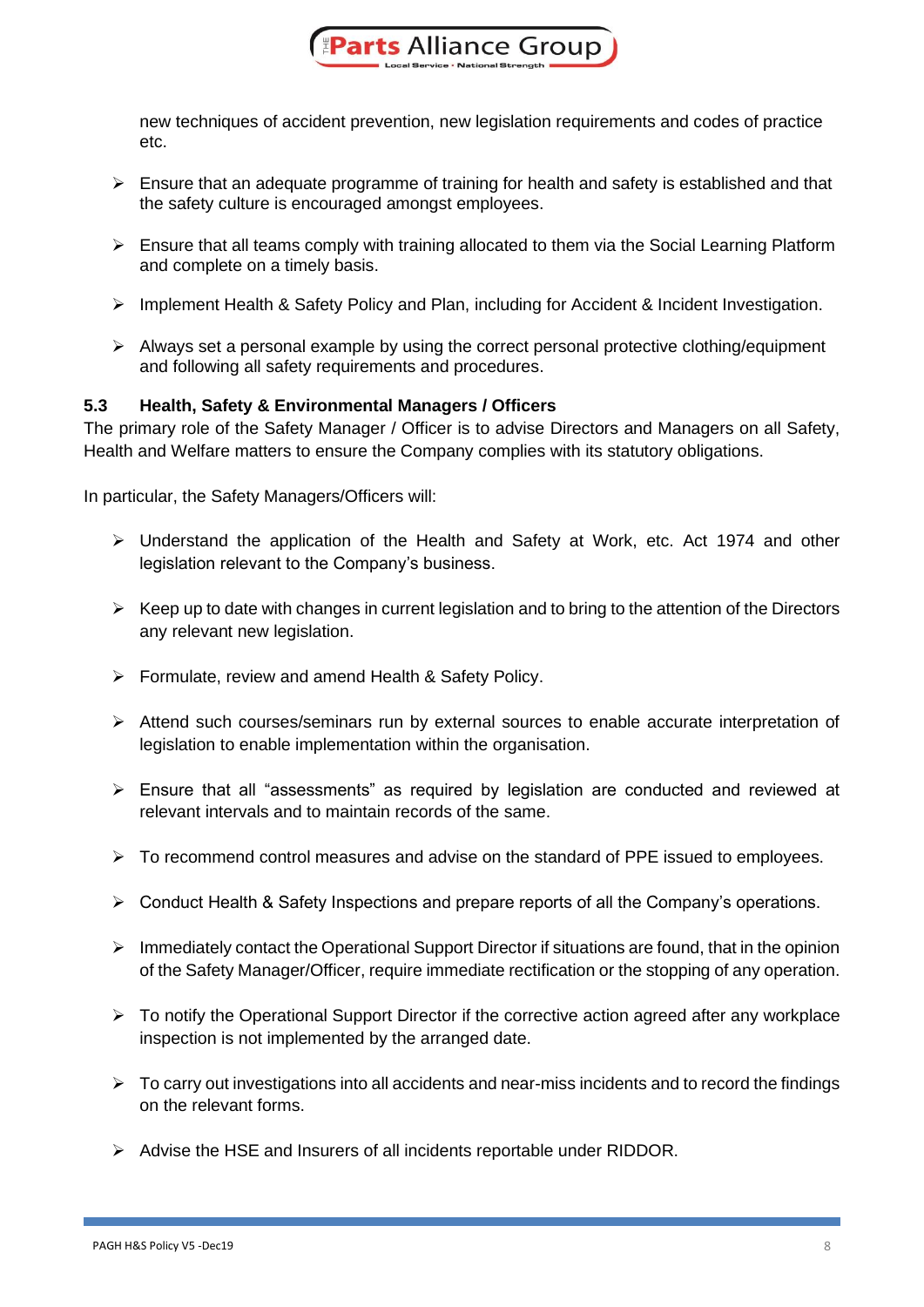new techniques of accident prevention, new legislation requirements and codes of practice etc.

- Ensure that an adequate programme of training for health and safety is established and that the safety culture is encouraged amongst employees.
- Ensure that all teams comply with training allocated to them via the Social Learning Platform and complete on a timely basis.
- Implement Health & Safety Policy and Plan, including for Accident & Incident Investigation.
- Always set a personal example by using the correct personal protective clothing/equipment and following all safety requirements and procedures.

### 5.3 Health, Safety & Environmental Managers / Officers

The primary role of the Safety Manager / Officer is to advise Directors and Managers on all Safety, Health and Welfare matters to ensure the Company complies with its statutory obligations.

In particular, the Safety Managers/Officers will:

- Understand the application of the Health and Safety at Work, etc. Act 1974 and other legislation relevant to the Company's business.
- Keep up to date with changes in current legislation and to bring to the attention of the Directors any relevant new legislation.
- Formulate, review and amend Health & Safety Policy.
- Attend such courses/seminars run by external sources to enable accurate interpretation of legislation to enable implementation within the organisation.
- Ensure that all "assessments" as required by legislation are conducted and reviewed at relevant intervals and to maintain records of the same.
- To recommend control measures and advise on the standard of PPE issued to employees.
- Conduct Health & Safety Inspections and prepare reports of all the Company's operations.
- Immediately contact the Operational Support Director if situations are found, that in the opinion of the Safety Manager/Officer, require immediate rectification or the stopping of any operation.
- To notify the Operational Support Director if the corrective action agreed after any workplace inspection is not implemented by the arranged date.
- To carry out investigations into all accidents and near-miss incidents and to record the findings on the relevant forms.
- Advise the HSE and Insurers of all incidents reportable under RIDDOR.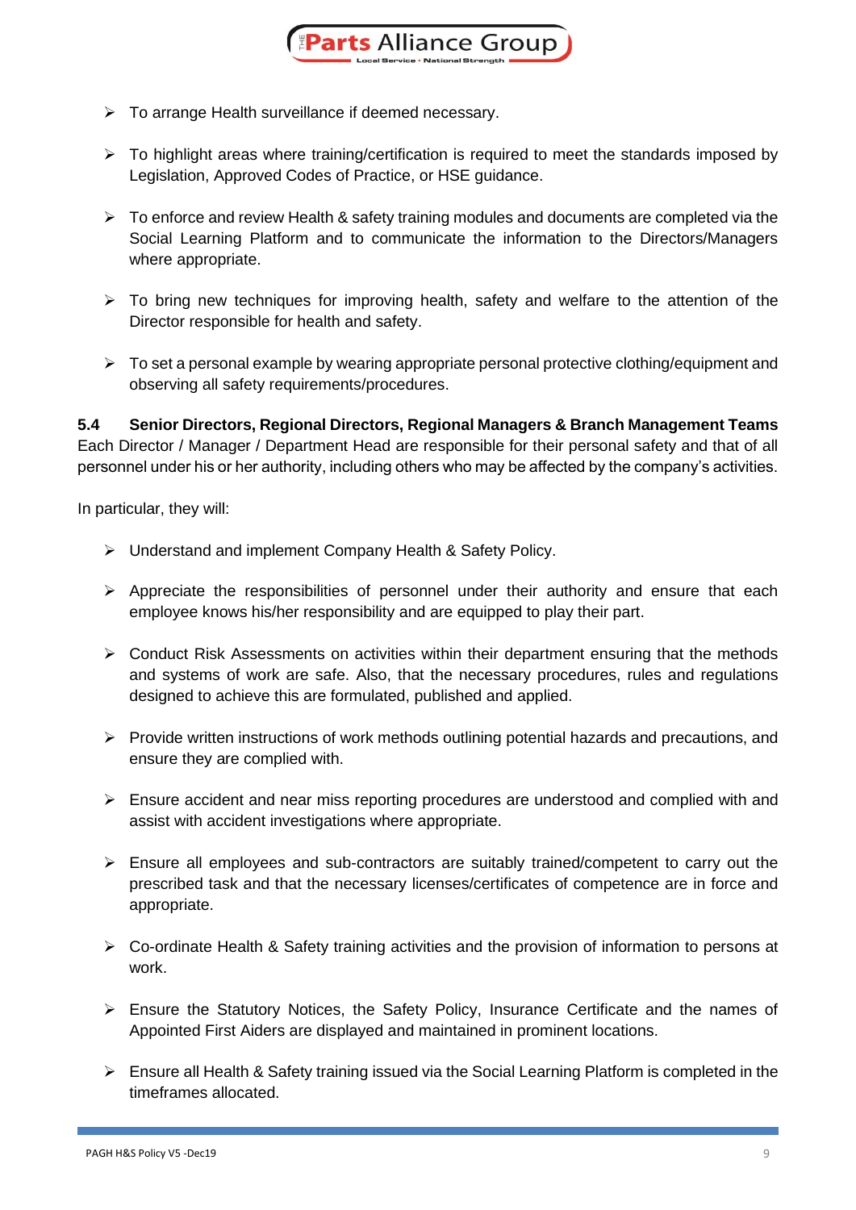- To arrange Health surveillance if deemed necessary.
- To highlight areas where training/certification is required to meet the standards imposed by Legislation, Approved Codes of Practice, or HSE guidance.
- To enforce and review Health & safety training modules and documents are completed via the Social Learning Platform and to communicate the information to the Directors/Managers where appropriate.
- To bring new techniques for improving health, safety and welfare to the attention of the Director responsible for health and safety.
- To set a personal example by wearing appropriate personal protective clothing/equipment and observing all safety requirements/procedures.

**5.4 Senior Directors, Regional Directors, Regional Managers & Branch Management Teams**

Each Director / Manager / Department Head are responsible for their personal safety and that of all personnel under his or her authority, including others who may be affected by the company's activities.

In particular, they will:

- Understand and implement Company Health & Safety Policy.
- Appreciate the responsibilities of personnel under their authority and ensure that each employee knows his/her responsibility and are equipped to play their part.
- Conduct Risk Assessments on activities within their department ensuring that the methods and systems of work are safe. Also, that the necessary procedures, rules and regulations designed to achieve this are formulated, published and applied.
- Provide written instructions of work methods outlining potential hazards and precautions, and ensure they are complied with.
- Ensure accident and near miss reporting procedures are understood and complied with and assist with accident investigations where appropriate.
- Ensure all employees and sub-contractors are suitably trained/competent to carry out the prescribed task and that the necessary licenses/certificates of competence are in force and appropriate.
- Co-ordinate Health & Safety training activities and the provision of information to persons at work.
- Ensure the Statutory Notices, the Safety Policy, Insurance Certificate and the names of Appointed First Aiders are displayed and maintained in prominent locations.
- Ensure all Health & Safety training issued via the Social Learning Platform is completed in the timeframes allocated.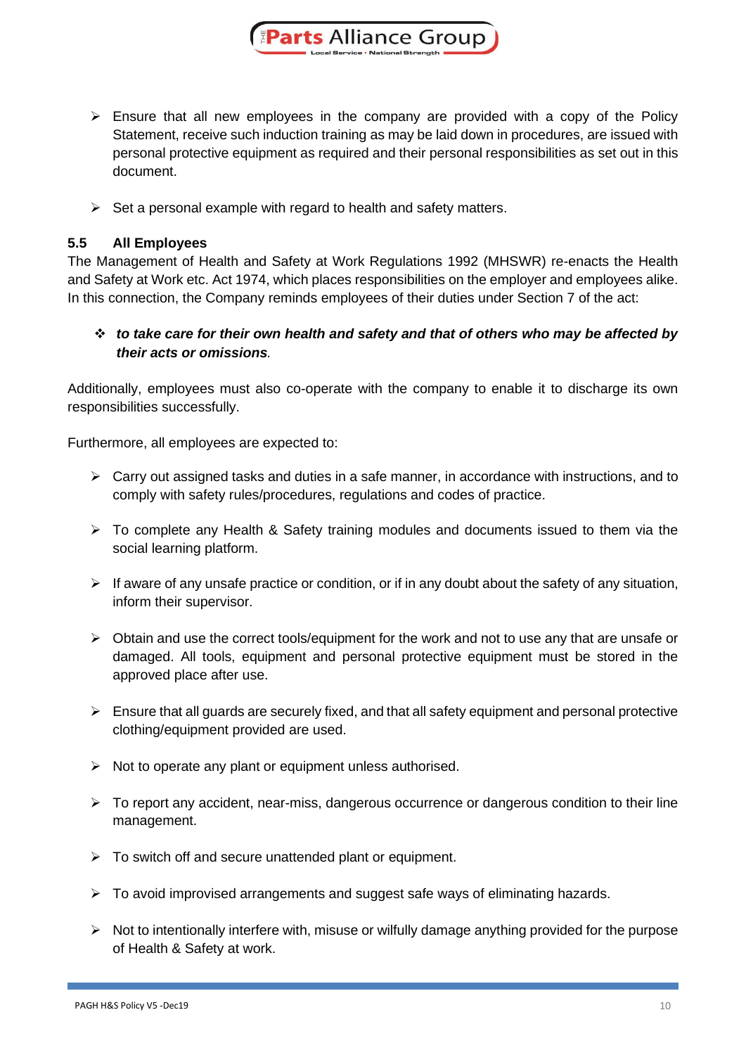- Ensure that all new employees in the company are provided with a copy of the Policy Statement, receive such induction training as may be laid down in procedures, are issued with personal protective equipment as required and their personal responsibilities as set out in this document.

- Set a personal example with regard to health and safety matters.

### 5.5 All Employees

The Management of Health and Safety at Work Regulations 1992 (MHSWR) re-enacts the Health and Safety at Work etc. Act 1974, which places responsibilities on the employer and employees alike. In this connection, the Company reminds employees of their duties under Section 7 of the act:

- ***to take care for their own health and safety and that of others who may be affected by their acts or omissions****.*

Additionally, employees must also co-operate with the company to enable it to discharge its own responsibilities successfully.

Furthermore, all employees are expected to:

- Carry out assigned tasks and duties in a safe manner, in accordance with instructions, and to comply with safety rules/procedures, regulations and codes of practice.

- To complete any Health & Safety training modules and documents issued to them via the social learning platform.

- If aware of any unsafe practice or condition, or if in any doubt about the safety of any situation, inform their supervisor.

- Obtain and use the correct tools/equipment for the work and not to use any that are unsafe or damaged. All tools, equipment and personal protective equipment must be stored in the approved place after use.

- Ensure that all guards are securely fixed, and that all safety equipment and personal protective clothing/equipment provided are used.

- Not to operate any plant or equipment unless authorised.

- To report any accident, near-miss, dangerous occurrence or dangerous condition to their line management.

- To switch off and secure unattended plant or equipment.

- To avoid improvised arrangements and suggest safe ways of eliminating hazards.

- Not to intentionally interfere with, misuse or wilfully damage anything provided for the purpose of Health & Safety at work.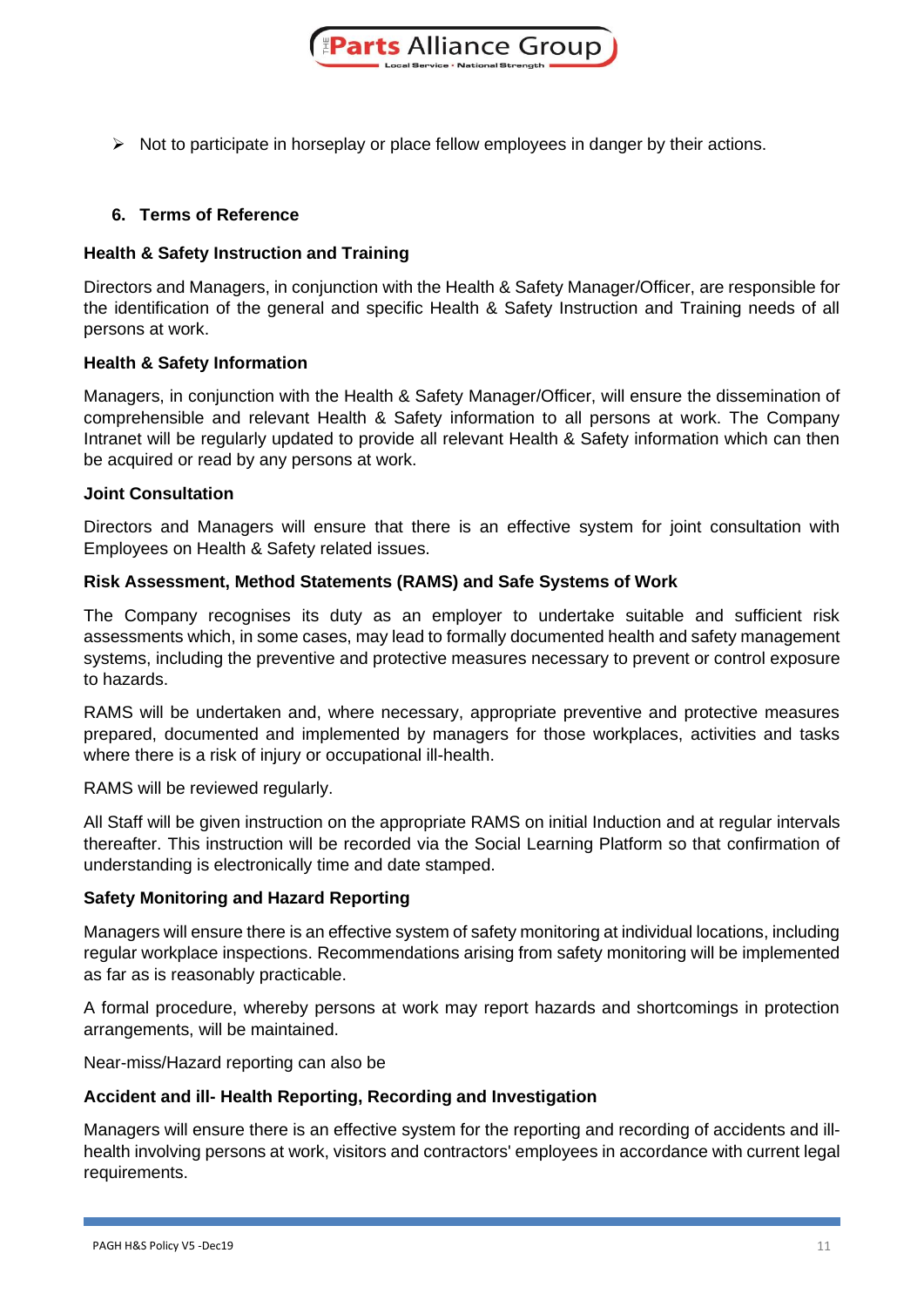- Not to participate in horseplay or place fellow employees in danger by their actions.

## 6. Terms of Reference

**Health & Safety Instruction and Training**

Directors and Managers, in conjunction with the Health & Safety Manager/Officer, are responsible for the identification of the general and specific Health & Safety Instruction and Training needs of all persons at work.

**Health & Safety Information**

Managers, in conjunction with the Health & Safety Manager/Officer, will ensure the dissemination of comprehensible and relevant Health & Safety information to all persons at work. The Company Intranet will be regularly updated to provide all relevant Health & Safety information which can then be acquired or read by any persons at work.

**Joint Consultation**

Directors and Managers will ensure that there is an effective system for joint consultation with Employees on Health & Safety related issues.

**Risk Assessment, Method Statements (RAMS) and Safe Systems of Work**

The Company recognises its duty as an employer to undertake suitable and sufficient risk assessments which, in some cases, may lead to formally documented health and safety management systems, including the preventive and protective measures necessary to prevent or control exposure to hazards.

RAMS will be undertaken and, where necessary, appropriate preventive and protective measures prepared, documented and implemented by managers for those workplaces, activities and tasks where there is a risk of injury or occupational ill-health.

RAMS will be reviewed regularly.

All Staff will be given instruction on the appropriate RAMS on initial Induction and at regular intervals thereafter. This instruction will be recorded via the Social Learning Platform so that confirmation of understanding is electronically time and date stamped.

**Safety Monitoring and Hazard Reporting**

Managers will ensure there is an effective system of safety monitoring at individual locations, including regular workplace inspections. Recommendations arising from safety monitoring will be implemented as far as is reasonably practicable.

A formal procedure, whereby persons at work may report hazards and shortcomings in protection arrangements, will be maintained.

Near-miss/Hazard reporting can also be

**Accident and ill- Health Reporting, Recording and Investigation**

Managers will ensure there is an effective system for the reporting and recording of accidents and ill-health involving persons at work, visitors and contractors' employees in accordance with current legal requirements.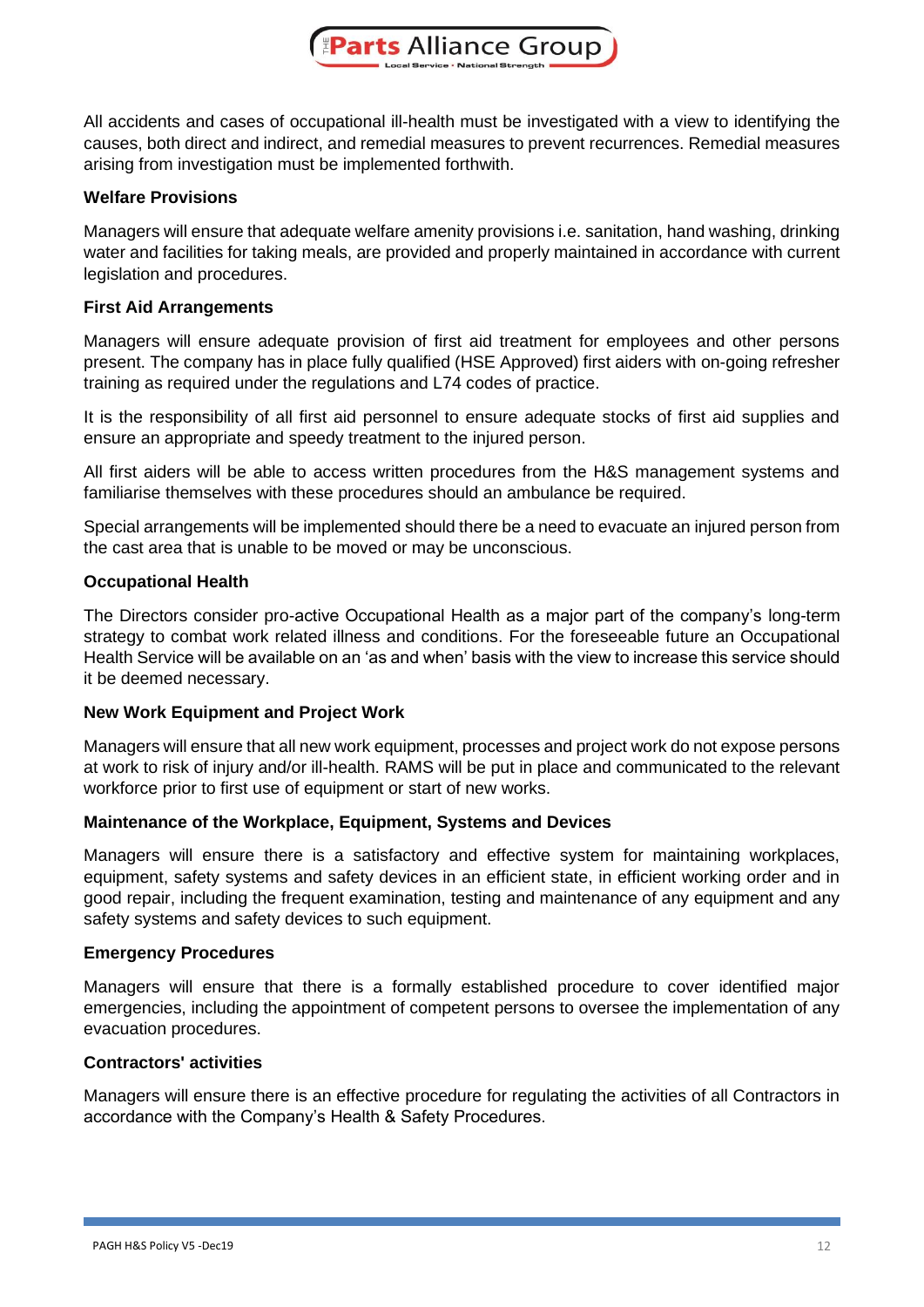All accidents and cases of occupational ill-health must be investigated with a view to identifying the causes, both direct and indirect, and remedial measures to prevent recurrences. Remedial measures arising from investigation must be implemented forthwith.

**Welfare Provisions**

Managers will ensure that adequate welfare amenity provisions i.e. sanitation, hand washing, drinking water and facilities for taking meals, are provided and properly maintained in accordance with current legislation and procedures.

**First Aid Arrangements**

Managers will ensure adequate provision of first aid treatment for employees and other persons present. The company has in place fully qualified (HSE Approved) first aiders with on-going refresher training as required under the regulations and L74 codes of practice.

It is the responsibility of all first aid personnel to ensure adequate stocks of first aid supplies and ensure an appropriate and speedy treatment to the injured person.

All first aiders will be able to access written procedures from the H&S management systems and familiarise themselves with these procedures should an ambulance be required.

Special arrangements will be implemented should there be a need to evacuate an injured person from the cast area that is unable to be moved or may be unconscious.

**Occupational Health**

The Directors consider pro-active Occupational Health as a major part of the company's long-term strategy to combat work related illness and conditions. For the foreseeable future an Occupational Health Service will be available on an 'as and when' basis with the view to increase this service should it be deemed necessary.

**New Work Equipment and Project Work**

Managers will ensure that all new work equipment, processes and project work do not expose persons at work to risk of injury and/or ill-health. RAMS will be put in place and communicated to the relevant workforce prior to first use of equipment or start of new works.

**Maintenance of the Workplace, Equipment, Systems and Devices**

Managers will ensure there is a satisfactory and effective system for maintaining workplaces, equipment, safety systems and safety devices in an efficient state, in efficient working order and in good repair, including the frequent examination, testing and maintenance of any equipment and any safety systems and safety devices to such equipment.

**Emergency Procedures**

Managers will ensure that there is a formally established procedure to cover identified major emergencies, including the appointment of competent persons to oversee the implementation of any evacuation procedures.

**Contractors' activities**

Managers will ensure there is an effective procedure for regulating the activities of all Contractors in accordance with the Company's Health & Safety Procedures.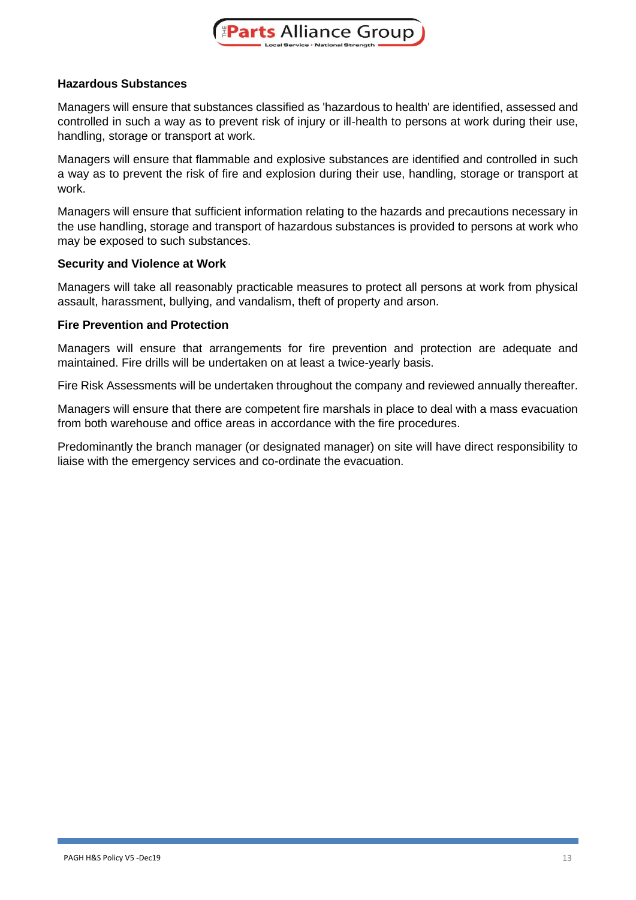### Hazardous Substances

Managers will ensure that substances classified as 'hazardous to health' are identified, assessed and controlled in such a way as to prevent risk of injury or ill-health to persons at work during their use, handling, storage or transport at work.

Managers will ensure that flammable and explosive substances are identified and controlled in such a way as to prevent the risk of fire and explosion during their use, handling, storage or transport at work.

Managers will ensure that sufficient information relating to the hazards and precautions necessary in the use handling, storage and transport of hazardous substances is provided to persons at work who may be exposed to such substances.

### Security and Violence at Work

Managers will take all reasonably practicable measures to protect all persons at work from physical assault, harassment, bullying, and vandalism, theft of property and arson.

### Fire Prevention and Protection

Managers will ensure that arrangements for fire prevention and protection are adequate and maintained. Fire drills will be undertaken on at least a twice-yearly basis.

Fire Risk Assessments will be undertaken throughout the company and reviewed annually thereafter.

Managers will ensure that there are competent fire marshals in place to deal with a mass evacuation from both warehouse and office areas in accordance with the fire procedures.

Predominantly the branch manager (or designated manager) on site will have direct responsibility to liaise with the emergency services and co-ordinate the evacuation.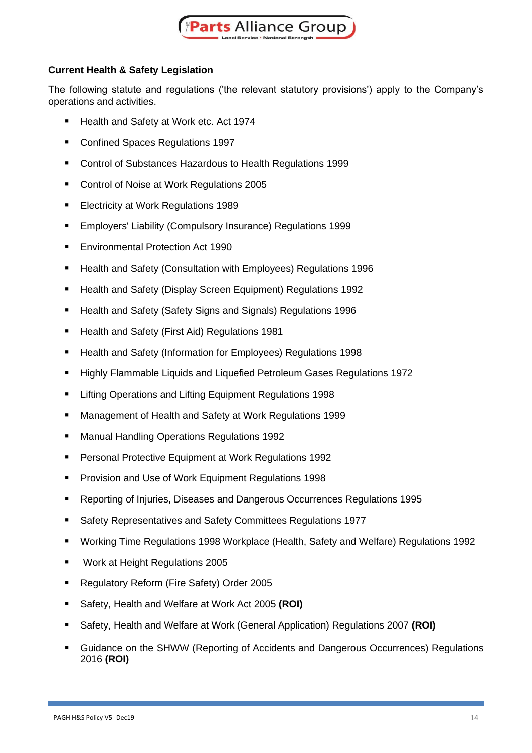**Current Health & Safety Legislation**

The following statute and regulations ('the relevant statutory provisions') apply to the Company's operations and activities.

- Health and Safety at Work etc. Act 1974
- Confined Spaces Regulations 1997
- Control of Substances Hazardous to Health Regulations 1999
- Control of Noise at Work Regulations 2005
- Electricity at Work Regulations 1989
- Employers' Liability (Compulsory Insurance) Regulations 1999
- Environmental Protection Act 1990
- Health and Safety (Consultation with Employees) Regulations 1996
- Health and Safety (Display Screen Equipment) Regulations 1992
- Health and Safety (Safety Signs and Signals) Regulations 1996
- Health and Safety (First Aid) Regulations 1981
- Health and Safety (Information for Employees) Regulations 1998
- Highly Flammable Liquids and Liquefied Petroleum Gases Regulations 1972
- Lifting Operations and Lifting Equipment Regulations 1998
- Management of Health and Safety at Work Regulations 1999
- Manual Handling Operations Regulations 1992
- Personal Protective Equipment at Work Regulations 1992
- Provision and Use of Work Equipment Regulations 1998
- Reporting of Injuries, Diseases and Dangerous Occurrences Regulations 1995
- Safety Representatives and Safety Committees Regulations 1977
- Working Time Regulations 1998 Workplace (Health, Safety and Welfare) Regulations 1992
- Work at Height Regulations 2005
- Regulatory Reform (Fire Safety) Order 2005
- Safety, Health and Welfare at Work Act 2005 **(ROI)**
- Safety, Health and Welfare at Work (General Application) Regulations 2007 **(ROI)**
- Guidance on the SHWW (Reporting of Accidents and Dangerous Occurrences) Regulations 2016 **(ROI)**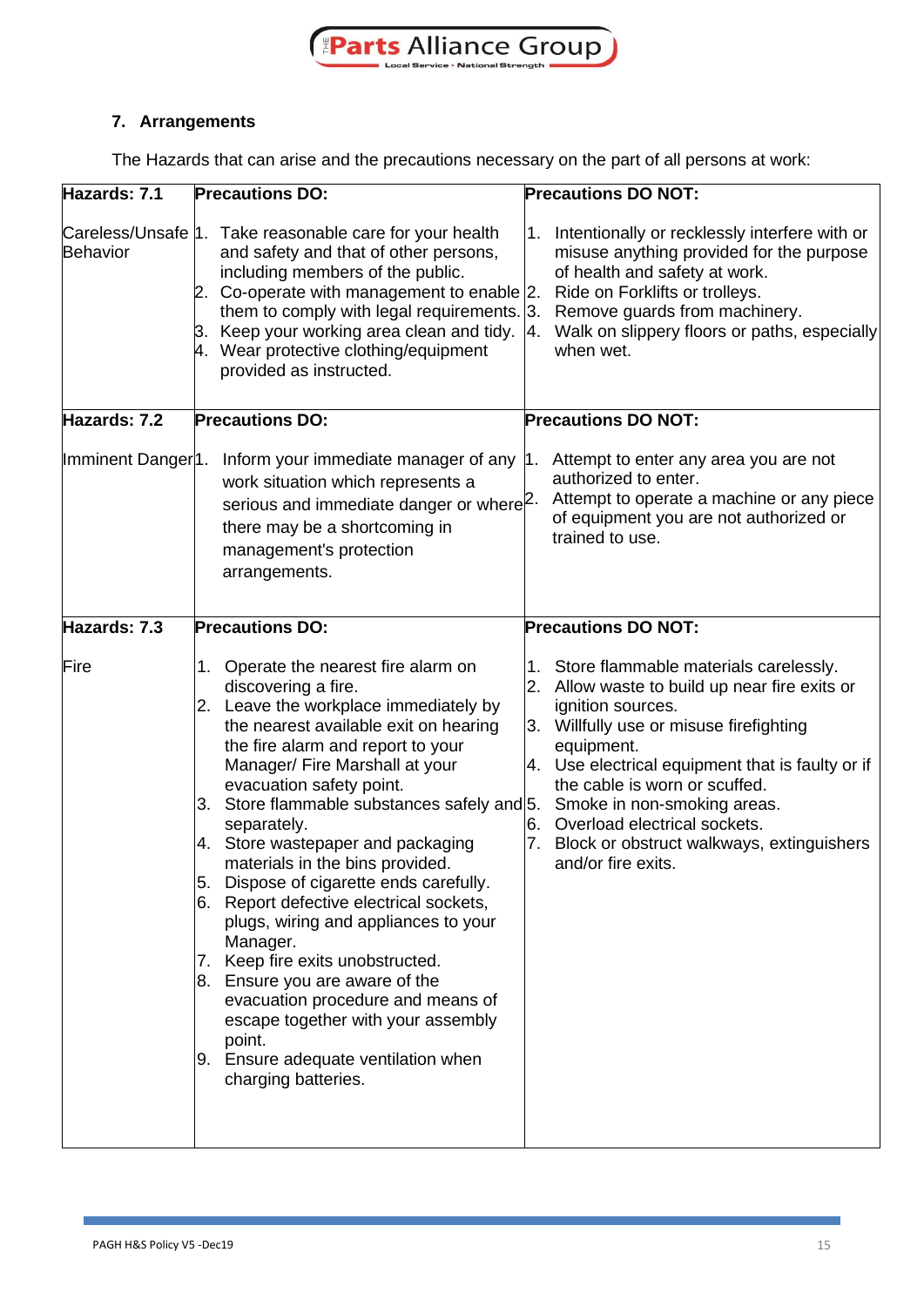## 7. Arrangements

The Hazards that can arise and the precautions necessary on the part of all persons at work:

| Hazards: 7.1 | Precautions DO: | Precautions DO NOT: |
|---|---|---|
| Careless/Unsafe Behavior | 1. Take reasonable care for your health and safety and that of other persons, including members of the public.<br>2. Co-operate with management to enable them to comply with legal requirements.<br>3. Keep your working area clean and tidy.<br>4. Wear protective clothing/equipment provided as instructed. | 1. Intentionally or recklessly interfere with or misuse anything provided for the purpose of health and safety at work.<br>2. Ride on Forklifts or trolleys.<br>3. Remove guards from machinery.<br>4. Walk on slippery floors or paths, especially when wet. |
| **Hazards: 7.2** | **Precautions DO:** | **Precautions DO NOT:** |
| Imminent Danger | 1. Inform your immediate manager of any work situation which represents a serious and immediate danger or where there may be a shortcoming in management's protection arrangements. | 1. Attempt to enter any area you are not authorized to enter.<br>2. Attempt to operate a machine or any piece of equipment you are not authorized or trained to use. |
| **Hazards: 7.3** | **Precautions DO:** | **Precautions DO NOT:** |
| Fire | 1. Operate the nearest fire alarm on discovering a fire.<br>2. Leave the workplace immediately by the nearest available exit on hearing the fire alarm and report to your Manager/ Fire Marshall at your evacuation safety point.<br>3. Store flammable substances safely and separately.<br>4. Store wastepaper and packaging materials in the bins provided.<br>5. Dispose of cigarette ends carefully.<br>6. Report defective electrical sockets, plugs, wiring and appliances to your Manager.<br>7. Keep fire exits unobstructed.<br>8. Ensure you are aware of the evacuation procedure and means of escape together with your assembly point.<br>9. Ensure adequate ventilation when charging batteries. | 1. Store flammable materials carelessly.<br>2. Allow waste to build up near fire exits or ignition sources.<br>3. Willfully use or misuse firefighting equipment.<br>4. Use electrical equipment that is faulty or if the cable is worn or scuffed.<br>5. Smoke in non-smoking areas.<br>6. Overload electrical sockets.<br>7. Block or obstruct walkways, extinguishers and/or fire exits. |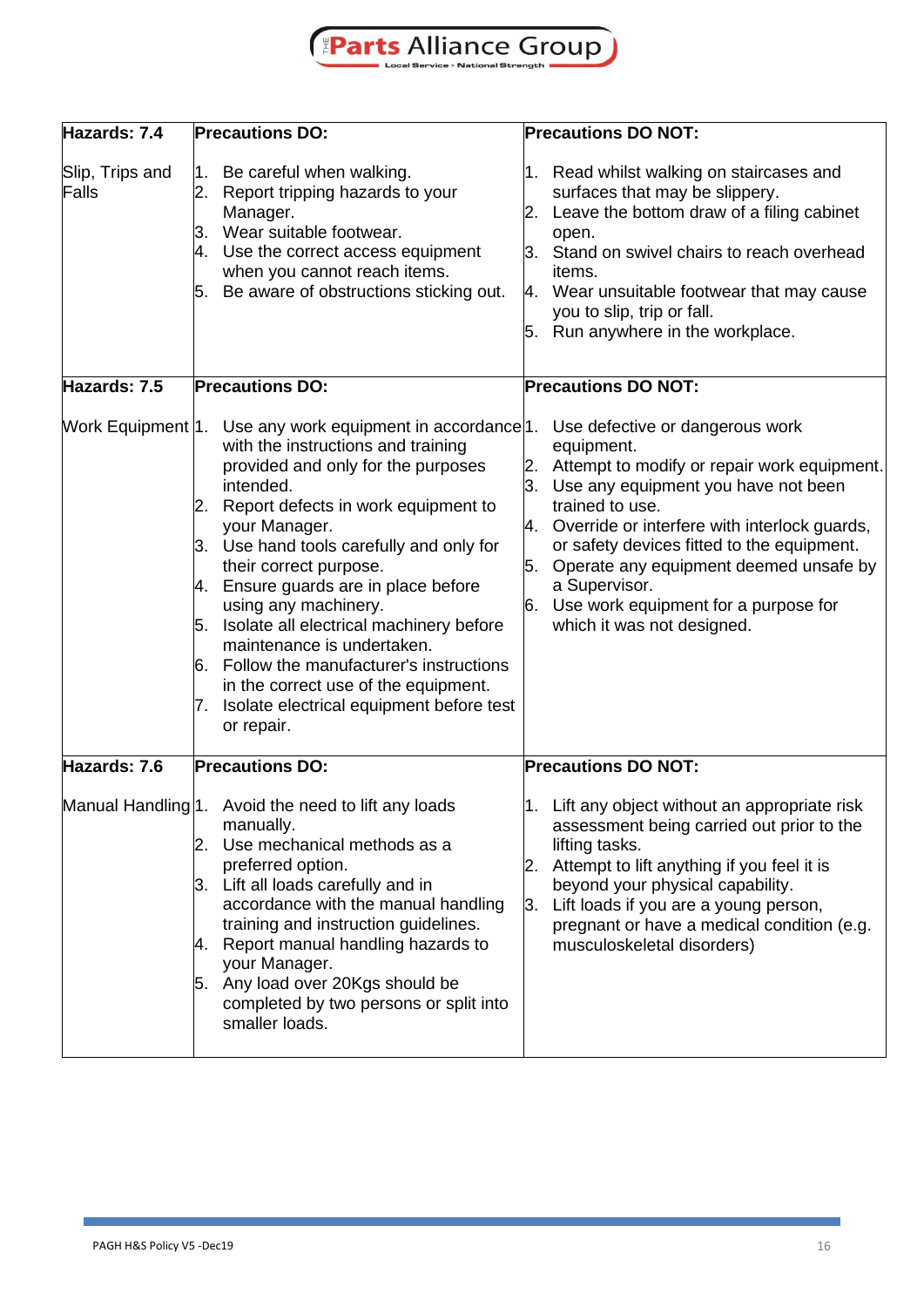| Hazards: 7.4 | Precautions DO: | Precautions DO NOT: |
| --- | --- | --- |
| Slip, Trips and Falls | 1. Be careful when walking.<br>2. Report tripping hazards to your Manager.<br>3. Wear suitable footwear.<br>4. Use the correct access equipment when you cannot reach items.<br>5. Be aware of obstructions sticking out. | 1. Read whilst walking on staircases and surfaces that may be slippery.<br>2. Leave the bottom draw of a filing cabinet open.<br>3. Stand on swivel chairs to reach overhead items.<br>4. Wear unsuitable footwear that may cause you to slip, trip or fall.<br>5. Run anywhere in the workplace. |
| **Hazards: 7.5** | **Precautions DO:** | **Precautions DO NOT:** |
| Work Equipment | 1. Use any work equipment in accordance with the instructions and training provided and only for the purposes intended.<br>2. Report defects in work equipment to your Manager.<br>3. Use hand tools carefully and only for their correct purpose.<br>4. Ensure guards are in place before using any machinery.<br>5. Isolate all electrical machinery before maintenance is undertaken.<br>6. Follow the manufacturer's instructions in the correct use of the equipment.<br>7. Isolate electrical equipment before test or repair. | 1. Use defective or dangerous work equipment.<br>2. Attempt to modify or repair work equipment.<br>3. Use any equipment you have not been trained to use.<br>4. Override or interfere with interlock guards, or safety devices fitted to the equipment.<br>5. Operate any equipment deemed unsafe by a Supervisor.<br>6. Use work equipment for a purpose for which it was not designed. |
| **Hazards: 7.6** | **Precautions DO:** | **Precautions DO NOT:** |
| Manual Handling | 1. Avoid the need to lift any loads manually.<br>2. Use mechanical methods as a preferred option.<br>3. Lift all loads carefully and in accordance with the manual handling training and instruction guidelines.<br>4. Report manual handling hazards to your Manager.<br>5. Any load over 20Kgs should be completed by two persons or split into smaller loads. | 1. Lift any object without an appropriate risk assessment being carried out prior to the lifting tasks.<br>2. Attempt to lift anything if you feel it is beyond your physical capability.<br>3. Lift loads if you are a young person, pregnant or have a medical condition (e.g. musculoskeletal disorders) |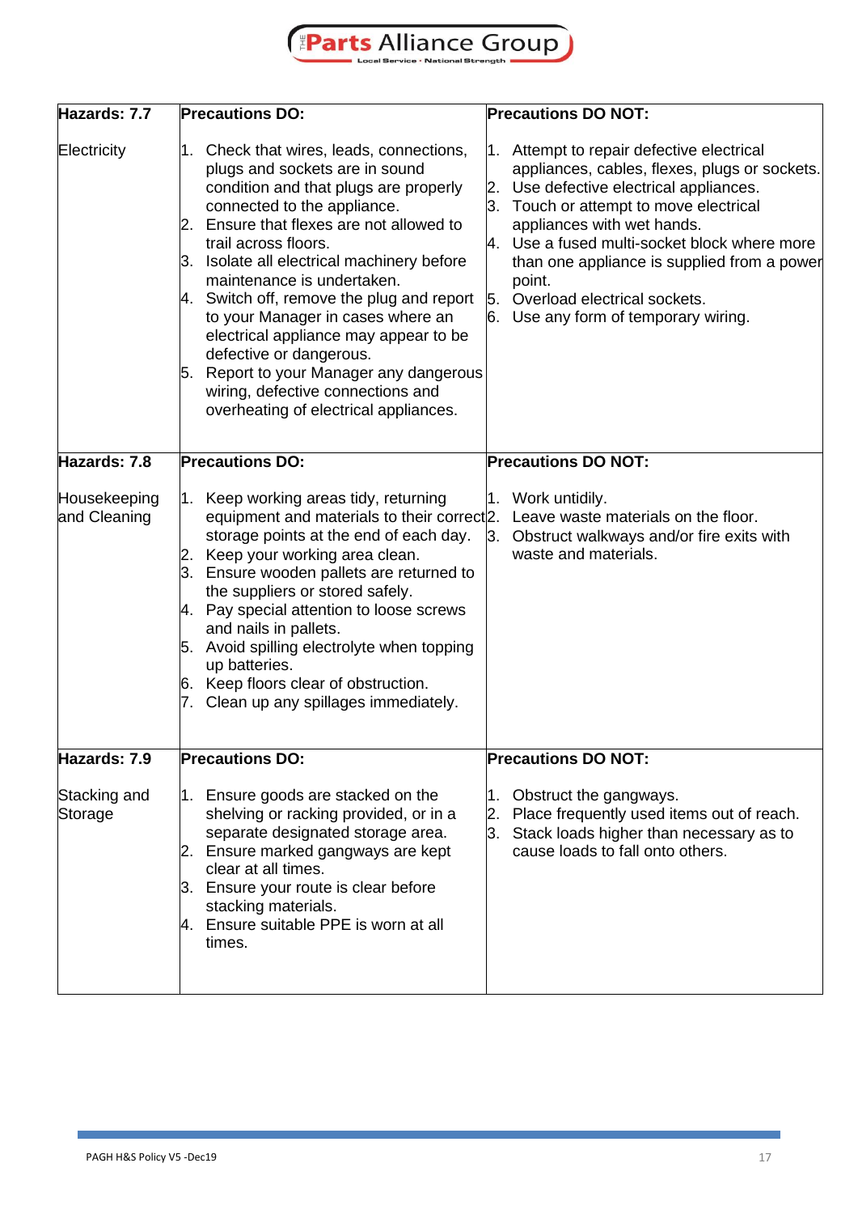| Hazards: 7.7 | Precautions DO: | Precautions DO NOT: |
|---|---|---|
| Electricity | 1. Check that wires, leads, connections, plugs and sockets are in sound condition and that plugs are properly connected to the appliance.<br>2. Ensure that flexes are not allowed to trail across floors.<br>3. Isolate all electrical machinery before maintenance is undertaken.<br>4. Switch off, remove the plug and report to your Manager in cases where an electrical appliance may appear to be defective or dangerous.<br>5. Report to your Manager any dangerous wiring, defective connections and overheating of electrical appliances. | 1. Attempt to repair defective electrical appliances, cables, flexes, plugs or sockets.<br>2. Use defective electrical appliances.<br>3. Touch or attempt to move electrical appliances with wet hands.<br>4. Use a fused multi-socket block where more than one appliance is supplied from a power point.<br>5. Overload electrical sockets.<br>6. Use any form of temporary wiring. |

| Hazards: 7.8 | Precautions DO: | Precautions DO NOT: |
|---|---|---|
| Housekeeping and Cleaning | 1. Keep working areas tidy, returning equipment and materials to their correct storage points at the end of each day.<br>2. Keep your working area clean.<br>3. Ensure wooden pallets are returned to the suppliers or stored safely.<br>4. Pay special attention to loose screws and nails in pallets.<br>5. Avoid spilling electrolyte when topping up batteries.<br>6. Keep floors clear of obstruction.<br>7. Clean up any spillages immediately. | 1. Work untidily.<br>2. Leave waste materials on the floor.<br>3. Obstruct walkways and/or fire exits with waste and materials. |

| Hazards: 7.9 | Precautions DO: | Precautions DO NOT: |
|---|---|---|
| Stacking and Storage | 1. Ensure goods are stacked on the shelving or racking provided, or in a separate designated storage area.<br>2. Ensure marked gangways are kept clear at all times.<br>3. Ensure your route is clear before stacking materials.<br>4. Ensure suitable PPE is worn at all times. | 1. Obstruct the gangways.<br>2. Place frequently used items out of reach.<br>3. Stack loads higher than necessary as to cause loads to fall onto others. |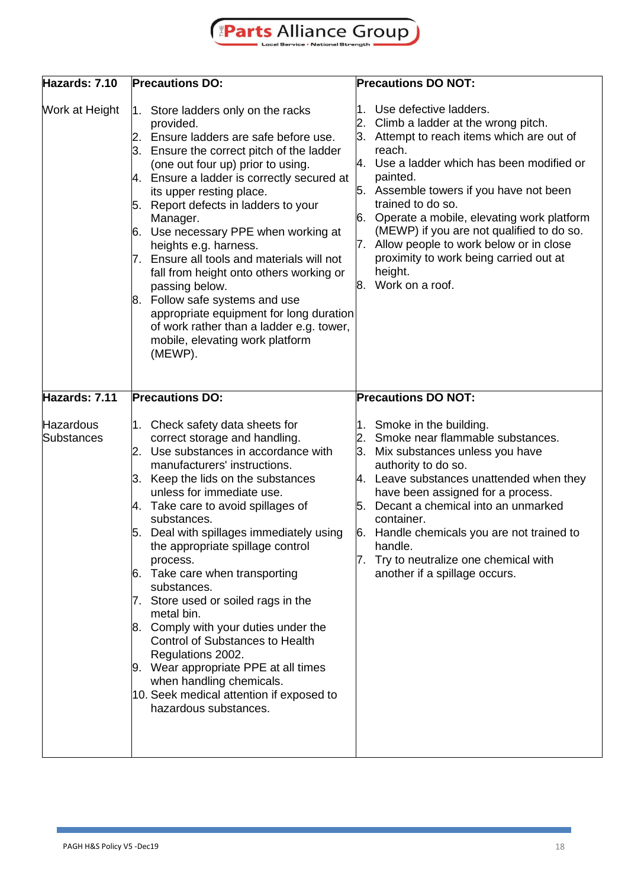| Hazards: 7.10 | Precautions DO: | Precautions DO NOT: |
|---|---|---|
| Work at Height | 1. Store ladders only on the racks provided.<br>2. Ensure ladders are safe before use.<br>3. Ensure the correct pitch of the ladder (one out four up) prior to using.<br>4. Ensure a ladder is correctly secured at its upper resting place.<br>5. Report defects in ladders to your Manager.<br>6. Use necessary PPE when working at heights e.g. harness.<br>7. Ensure all tools and materials will not fall from height onto others working or passing below.<br>8. Follow safe systems and use appropriate equipment for long duration of work rather than a ladder e.g. tower, mobile, elevating work platform (MEWP). | 1. Use defective ladders.<br>2. Climb a ladder at the wrong pitch.<br>3. Attempt to reach items which are out of reach.<br>4. Use a ladder which has been modified or painted.<br>5. Assemble towers if you have not been trained to do so.<br>6. Operate a mobile, elevating work platform (MEWP) if you are not qualified to do so.<br>7. Allow people to work below or in close proximity to work being carried out at height.<br>8. Work on a roof. |
| **Hazards: 7.11** | **Precautions DO:** | **Precautions DO NOT:** |
| Hazardous Substances | 1. Check safety data sheets for correct storage and handling.<br>2. Use substances in accordance with manufacturers' instructions.<br>3. Keep the lids on the substances unless for immediate use.<br>4. Take care to avoid spillages of substances.<br>5. Deal with spillages immediately using the appropriate spillage control process.<br>6. Take care when transporting substances.<br>7. Store used or soiled rags in the metal bin.<br>8. Comply with your duties under the Control of Substances to Health Regulations 2002.<br>9. Wear appropriate PPE at all times when handling chemicals.<br>10. Seek medical attention if exposed to hazardous substances. | 1. Smoke in the building.<br>2. Smoke near flammable substances.<br>3. Mix substances unless you have authority to do so.<br>4. Leave substances unattended when they have been assigned for a process.<br>5. Decant a chemical into an unmarked container.<br>6. Handle chemicals you are not trained to handle.<br>7. Try to neutralize one chemical with another if a spillage occurs. |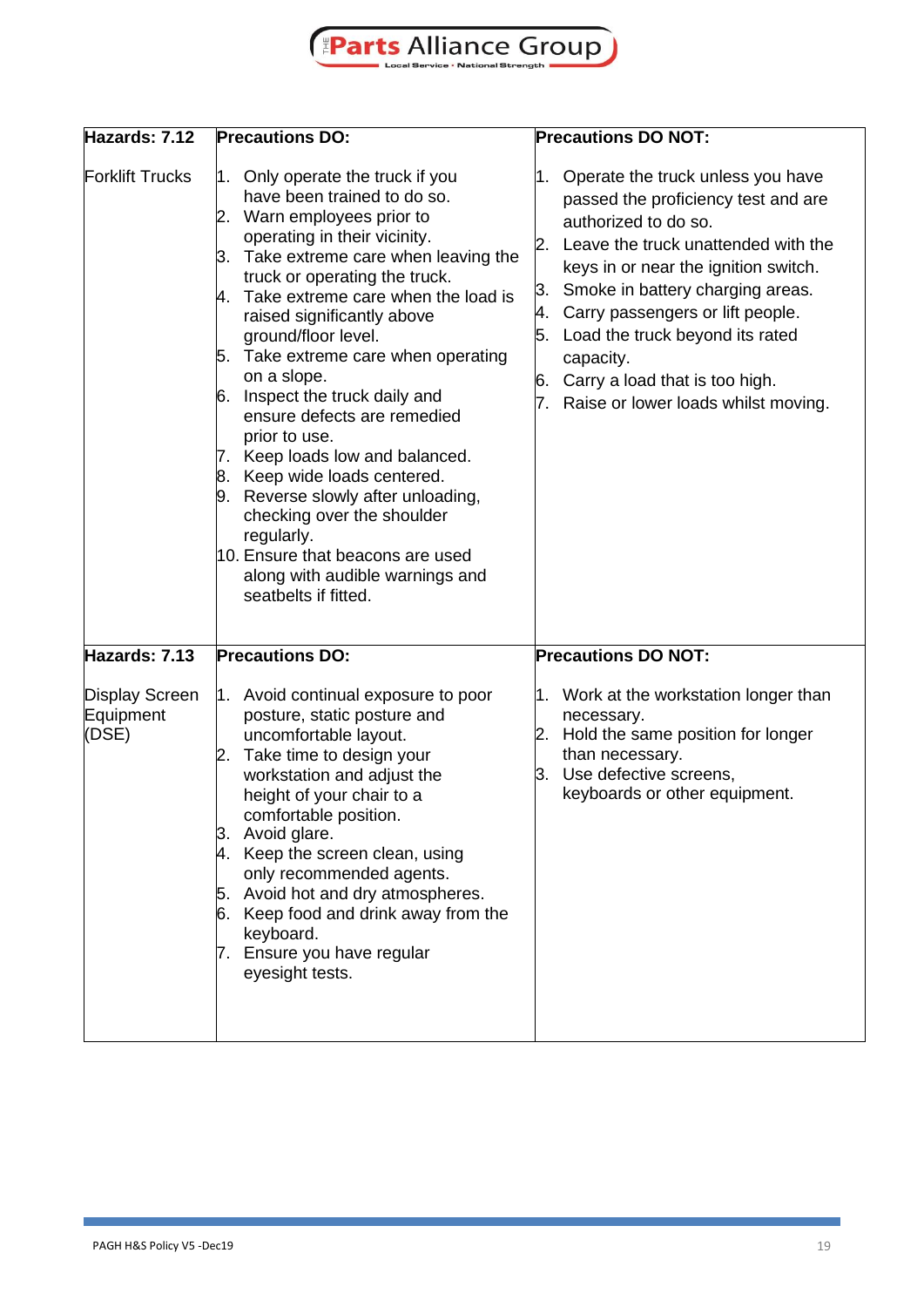| Hazards: 7.12 | Precautions DO: | Precautions DO NOT: |
|---|---|---|
| Forklift Trucks | 1. Only operate the truck if you have been trained to do so.<br>2. Warn employees prior to operating in their vicinity.<br>3. Take extreme care when leaving the truck or operating the truck.<br>4. Take extreme care when the load is raised significantly above ground/floor level.<br>5. Take extreme care when operating on a slope.<br>6. Inspect the truck daily and ensure defects are remedied prior to use.<br>7. Keep loads low and balanced.<br>8. Keep wide loads centered.<br>9. Reverse slowly after unloading, checking over the shoulder regularly.<br>10. Ensure that beacons are used along with audible warnings and seatbelts if fitted. | 1. Operate the truck unless you have passed the proficiency test and are authorized to do so.<br>2. Leave the truck unattended with the keys in or near the ignition switch.<br>3. Smoke in battery charging areas.<br>4. Carry passengers or lift people.<br>5. Load the truck beyond its rated capacity.<br>6. Carry a load that is too high.<br>7. Raise or lower loads whilst moving. |
| **Hazards: 7.13** | **Precautions DO:** | **Precautions DO NOT:** |
| Display Screen Equipment (DSE) | 1. Avoid continual exposure to poor posture, static posture and uncomfortable layout.<br>2. Take time to design your workstation and adjust the height of your chair to a comfortable position.<br>3. Avoid glare.<br>4. Keep the screen clean, using only recommended agents.<br>5. Avoid hot and dry atmospheres.<br>6. Keep food and drink away from the keyboard.<br>7. Ensure you have regular eyesight tests. | 1. Work at the workstation longer than necessary.<br>2. Hold the same position for longer than necessary.<br>3. Use defective screens, keyboards or other equipment. |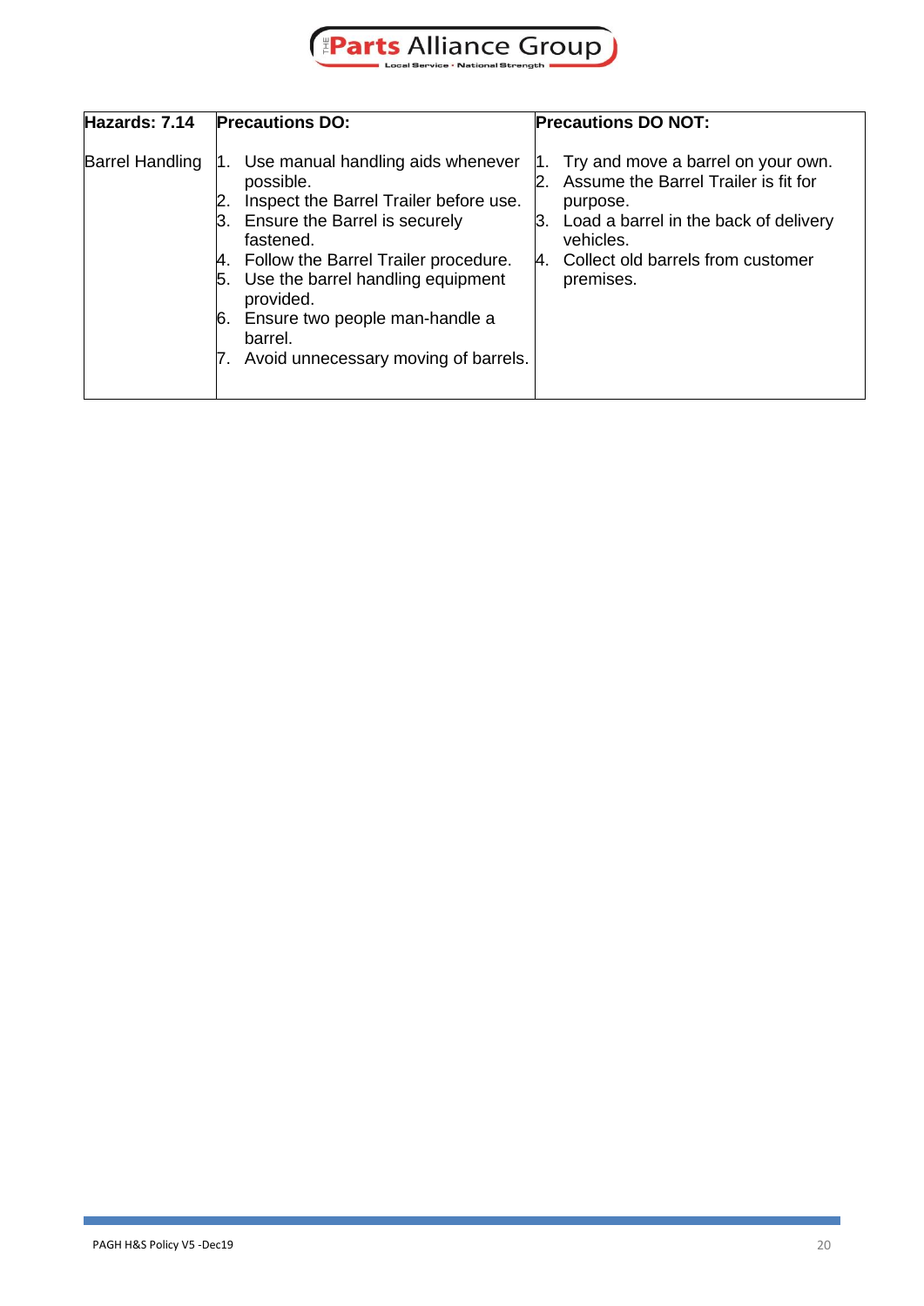| Hazards: 7.14 | Precautions DO: | Precautions DO NOT: |
|---|---|---|
| Barrel Handling | 1. Use manual handling aids whenever possible.<br>2. Inspect the Barrel Trailer before use.<br>3. Ensure the Barrel is securely fastened.<br>4. Follow the Barrel Trailer procedure.<br>5. Use the barrel handling equipment provided.<br>6. Ensure two people man-handle a barrel.<br>7. Avoid unnecessary moving of barrels. | 1. Try and move a barrel on your own.<br>2. Assume the Barrel Trailer is fit for purpose.<br>3. Load a barrel in the back of delivery vehicles.<br>4. Collect old barrels from customer premises. |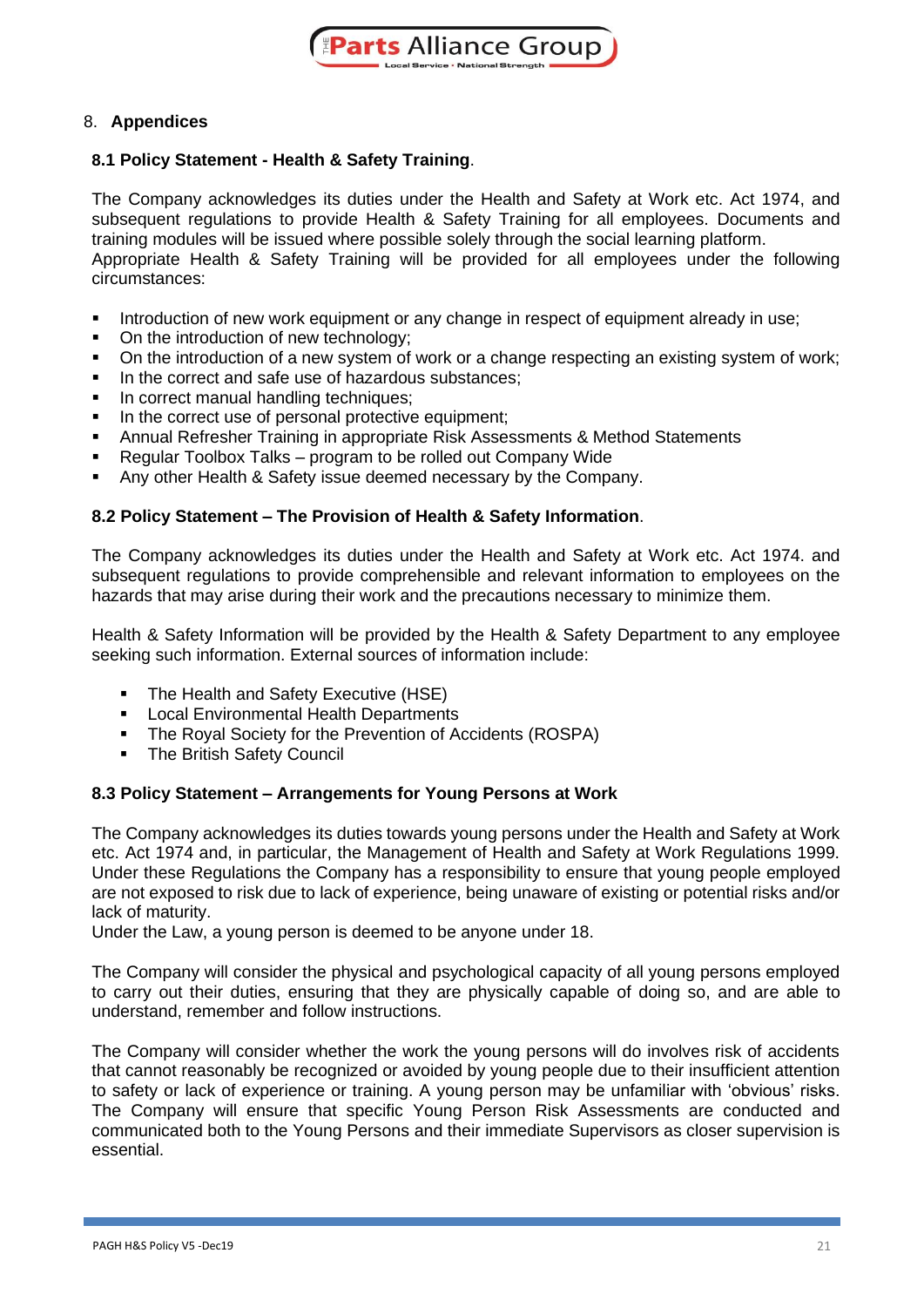## 8. Appendices

### 8.1 Policy Statement - Health & Safety Training.

The Company acknowledges its duties under the Health and Safety at Work etc. Act 1974, and subsequent regulations to provide Health & Safety Training for all employees. Documents and training modules will be issued where possible solely through the social learning platform.
Appropriate Health & Safety Training will be provided for all employees under the following circumstances:

- Introduction of new work equipment or any change in respect of equipment already in use;
- On the introduction of new technology;
- On the introduction of a new system of work or a change respecting an existing system of work;
- In the correct and safe use of hazardous substances;
- In correct manual handling techniques;
- In the correct use of personal protective equipment;
- Annual Refresher Training in appropriate Risk Assessments & Method Statements
- Regular Toolbox Talks – program to be rolled out Company Wide
- Any other Health & Safety issue deemed necessary by the Company.

### 8.2 Policy Statement – The Provision of Health & Safety Information.

The Company acknowledges its duties under the Health and Safety at Work etc. Act 1974. and subsequent regulations to provide comprehensible and relevant information to employees on the hazards that may arise during their work and the precautions necessary to minimize them.

Health & Safety Information will be provided by the Health & Safety Department to any employee seeking such information. External sources of information include:

- The Health and Safety Executive (HSE)
- Local Environmental Health Departments
- The Royal Society for the Prevention of Accidents (ROSPA)
- The British Safety Council

### 8.3 Policy Statement – Arrangements for Young Persons at Work

The Company acknowledges its duties towards young persons under the Health and Safety at Work etc. Act 1974 and, in particular, the Management of Health and Safety at Work Regulations 1999. Under these Regulations the Company has a responsibility to ensure that young people employed are not exposed to risk due to lack of experience, being unaware of existing or potential risks and/or lack of maturity.
Under the Law, a young person is deemed to be anyone under 18.

The Company will consider the physical and psychological capacity of all young persons employed to carry out their duties, ensuring that they are physically capable of doing so, and are able to understand, remember and follow instructions.

The Company will consider whether the work the young persons will do involves risk of accidents that cannot reasonably be recognized or avoided by young people due to their insufficient attention to safety or lack of experience or training. A young person may be unfamiliar with 'obvious' risks. The Company will ensure that specific Young Person Risk Assessments are conducted and communicated both to the Young Persons and their immediate Supervisors as closer supervision is essential.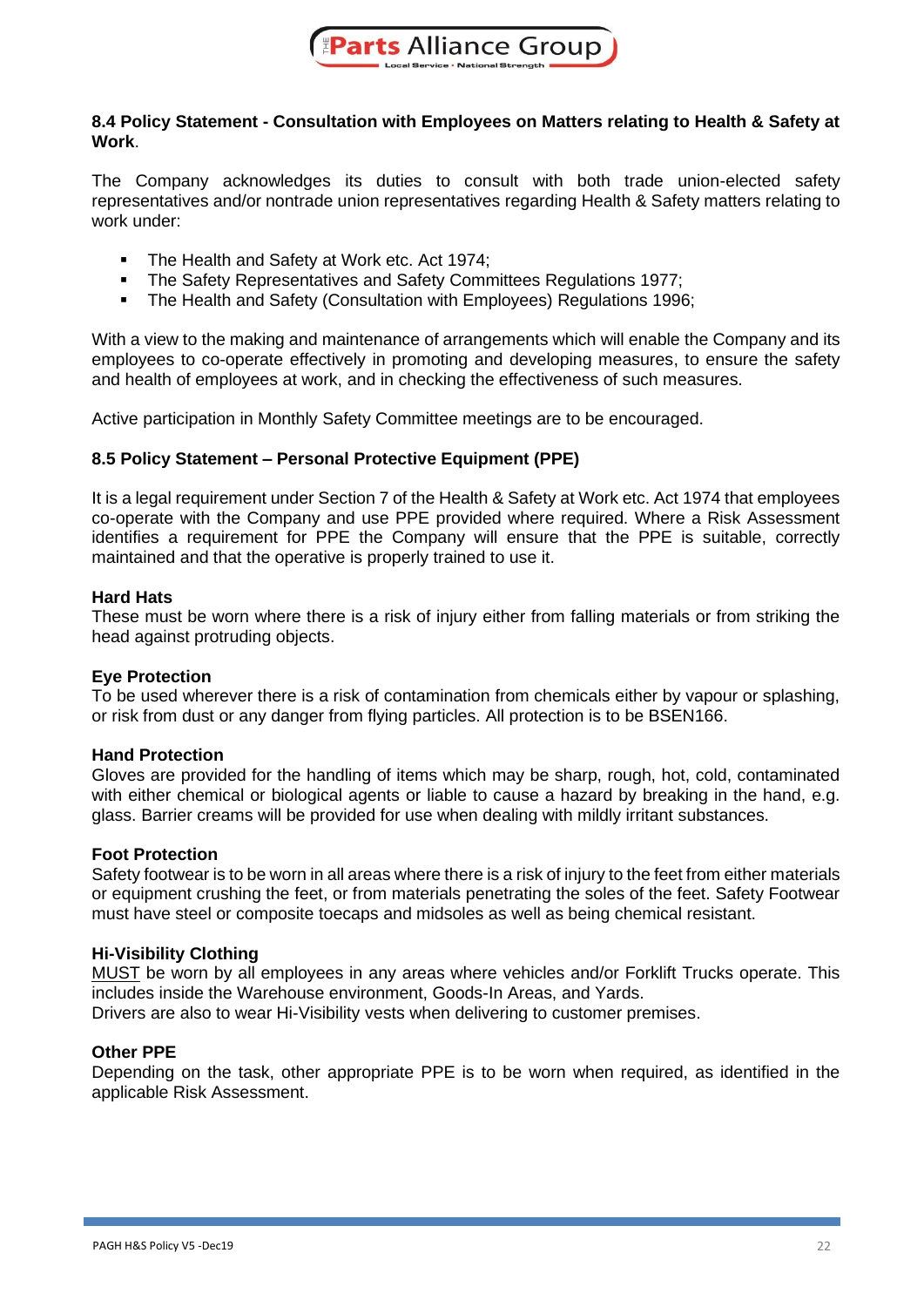**8.4 Policy Statement - Consultation with Employees on Matters relating to Health & Safety at Work**.

The Company acknowledges its duties to consult with both trade union-elected safety representatives and/or nontrade union representatives regarding Health & Safety matters relating to work under:

- The Health and Safety at Work etc. Act 1974;
- The Safety Representatives and Safety Committees Regulations 1977;
- The Health and Safety (Consultation with Employees) Regulations 1996;

With a view to the making and maintenance of arrangements which will enable the Company and its employees to co-operate effectively in promoting and developing measures, to ensure the safety and health of employees at work, and in checking the effectiveness of such measures.

Active participation in Monthly Safety Committee meetings are to be encouraged.

**8.5 Policy Statement – Personal Protective Equipment (PPE)**

It is a legal requirement under Section 7 of the Health & Safety at Work etc. Act 1974 that employees co-operate with the Company and use PPE provided where required. Where a Risk Assessment identifies a requirement for PPE the Company will ensure that the PPE is suitable, correctly maintained and that the operative is properly trained to use it.

**Hard Hats**
These must be worn where there is a risk of injury either from falling materials or from striking the head against protruding objects.

**Eye Protection**
To be used wherever there is a risk of contamination from chemicals either by vapour or splashing, or risk from dust or any danger from flying particles. All protection is to be BSEN166.

**Hand Protection**
Gloves are provided for the handling of items which may be sharp, rough, hot, cold, contaminated with either chemical or biological agents or liable to cause a hazard by breaking in the hand, e.g. glass. Barrier creams will be provided for use when dealing with mildly irritant substances.

**Foot Protection**
Safety footwear is to be worn in all areas where there is a risk of injury to the feet from either materials or equipment crushing the feet, or from materials penetrating the soles of the feet. Safety Footwear must have steel or composite toecaps and midsoles as well as being chemical resistant.

**Hi-Visibility Clothing**
MUST be worn by all employees in any areas where vehicles and/or Forklift Trucks operate. This includes inside the Warehouse environment, Goods-In Areas, and Yards.
Drivers are also to wear Hi-Visibility vests when delivering to customer premises.

**Other PPE**
Depending on the task, other appropriate PPE is to be worn when required, as identified in the applicable Risk Assessment.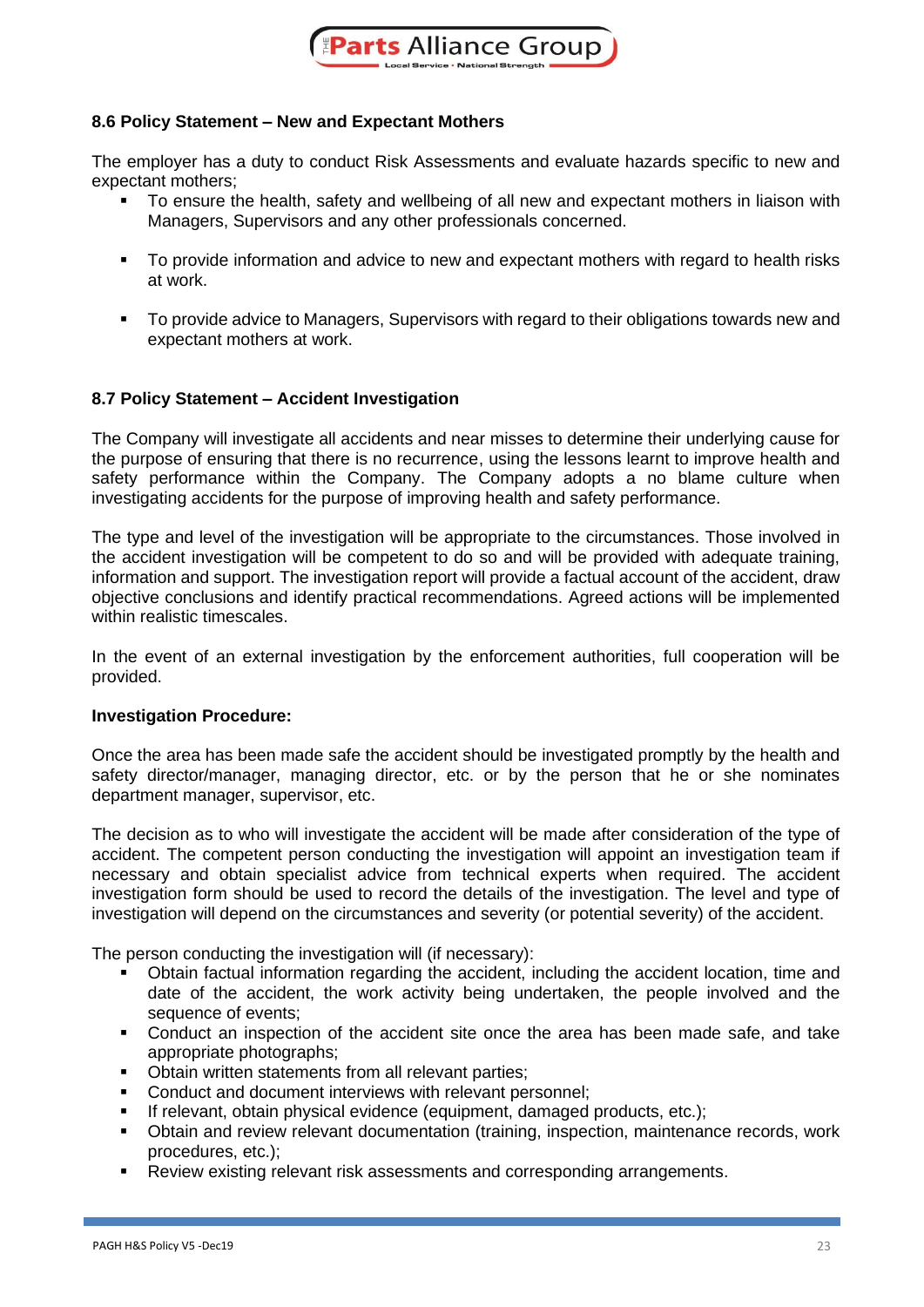### 8.6 Policy Statement – New and Expectant Mothers

The employer has a duty to conduct Risk Assessments and evaluate hazards specific to new and expectant mothers;

- To ensure the health, safety and wellbeing of all new and expectant mothers in liaison with Managers, Supervisors and any other professionals concerned.
- To provide information and advice to new and expectant mothers with regard to health risks at work.
- To provide advice to Managers, Supervisors with regard to their obligations towards new and expectant mothers at work.

### 8.7 Policy Statement – Accident Investigation

The Company will investigate all accidents and near misses to determine their underlying cause for the purpose of ensuring that there is no recurrence, using the lessons learnt to improve health and safety performance within the Company. The Company adopts a no blame culture when investigating accidents for the purpose of improving health and safety performance.

The type and level of the investigation will be appropriate to the circumstances. Those involved in the accident investigation will be competent to do so and will be provided with adequate training, information and support. The investigation report will provide a factual account of the accident, draw objective conclusions and identify practical recommendations. Agreed actions will be implemented within realistic timescales.

In the event of an external investigation by the enforcement authorities, full cooperation will be provided.

**Investigation Procedure:**

Once the area has been made safe the accident should be investigated promptly by the health and safety director/manager, managing director, etc. or by the person that he or she nominates department manager, supervisor, etc.

The decision as to who will investigate the accident will be made after consideration of the type of accident. The competent person conducting the investigation will appoint an investigation team if necessary and obtain specialist advice from technical experts when required. The accident investigation form should be used to record the details of the investigation. The level and type of investigation will depend on the circumstances and severity (or potential severity) of the accident.

The person conducting the investigation will (if necessary):

- Obtain factual information regarding the accident, including the accident location, time and date of the accident, the work activity being undertaken, the people involved and the sequence of events;
- Conduct an inspection of the accident site once the area has been made safe, and take appropriate photographs;
- Obtain written statements from all relevant parties;
- Conduct and document interviews with relevant personnel;
- If relevant, obtain physical evidence (equipment, damaged products, etc.);
- Obtain and review relevant documentation (training, inspection, maintenance records, work procedures, etc.);
- Review existing relevant risk assessments and corresponding arrangements.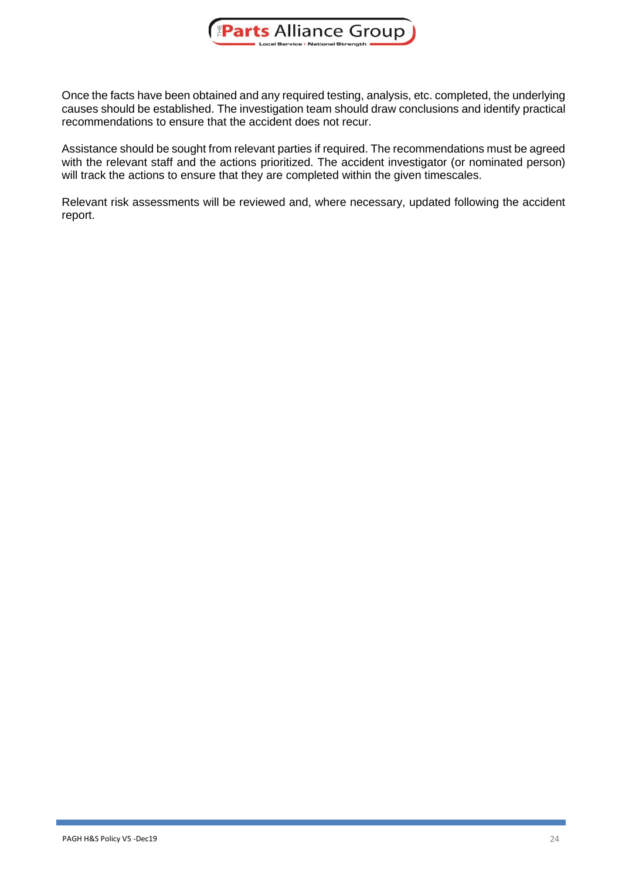Once the facts have been obtained and any required testing, analysis, etc. completed, the underlying causes should be established. The investigation team should draw conclusions and identify practical recommendations to ensure that the accident does not recur.

Assistance should be sought from relevant parties if required. The recommendations must be agreed with the relevant staff and the actions prioritized. The accident investigator (or nominated person) will track the actions to ensure that they are completed within the given timescales.

Relevant risk assessments will be reviewed and, where necessary, updated following the accident report.